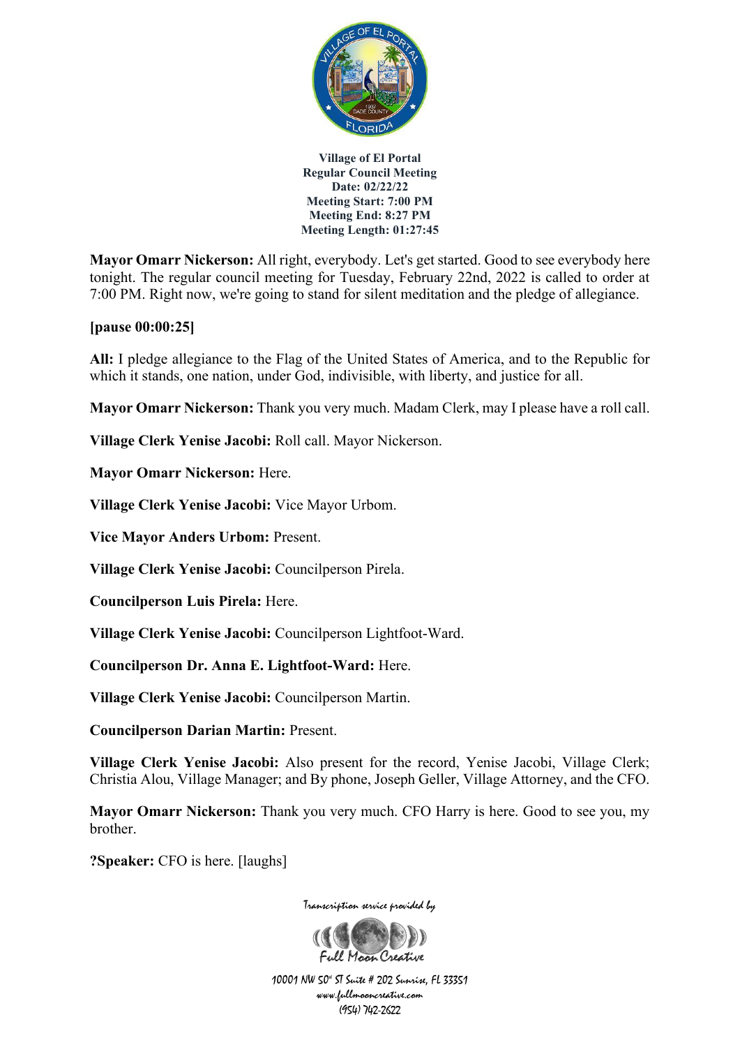**Village of El Portal**
**Regular Council Meeting**
**Date: 02/22/22**
**Meeting Start: 7:00 PM**
**Meeting End: 8:27 PM**
**Meeting Length: 01:27:45**

**Mayor Omarr Nickerson:** All right, everybody. Let's get started. Good to see everybody here tonight. The regular council meeting for Tuesday, February 22nd, 2022 is called to order at 7:00 PM. Right now, we're going to stand for silent meditation and the pledge of allegiance.

**[pause 00:00:25]**

**All:** I pledge allegiance to the Flag of the United States of America, and to the Republic for which it stands, one nation, under God, indivisible, with liberty, and justice for all.

**Mayor Omarr Nickerson:** Thank you very much. Madam Clerk, may I please have a roll call.

**Village Clerk Yenise Jacobi:** Roll call. Mayor Nickerson.

**Mayor Omarr Nickerson:** Here.

**Village Clerk Yenise Jacobi:** Vice Mayor Urbom.

**Vice Mayor Anders Urbom:** Present.

**Village Clerk Yenise Jacobi:** Councilperson Pirela.

**Councilperson Luis Pirela:** Here.

**Village Clerk Yenise Jacobi:** Councilperson Lightfoot-Ward.

**Councilperson Dr. Anna E. Lightfoot-Ward:** Here.

**Village Clerk Yenise Jacobi:** Councilperson Martin.

**Councilperson Darian Martin:** Present.

**Village Clerk Yenise Jacobi:** Also present for the record, Yenise Jacobi, Village Clerk; Christia Alou, Village Manager; and By phone, Joseph Geller, Village Attorney, and the CFO.

**Mayor Omarr Nickerson:** Thank you very much. CFO Harry is here. Good to see you, my brother.

**?Speaker:** CFO is here. [laughs]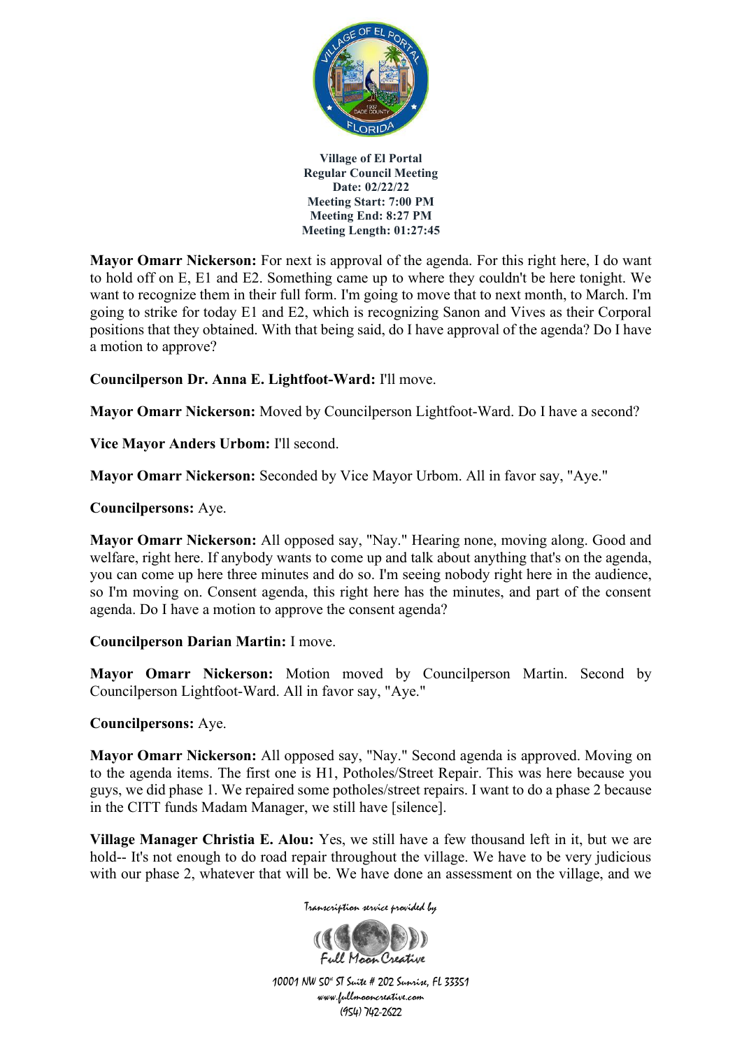**Village of El Portal**
**Regular Council Meeting**
**Date: 02/22/22**
**Meeting Start: 7:00 PM**
**Meeting End: 8:27 PM**
**Meeting Length: 01:27:45**

**Mayor Omarr Nickerson:** For next is approval of the agenda. For this right here, I do want to hold off on E, E1 and E2. Something came up to where they couldn't be here tonight. We want to recognize them in their full form. I'm going to move that to next month, to March. I'm going to strike for today E1 and E2, which is recognizing Sanon and Vives as their Corporal positions that they obtained. With that being said, do I have approval of the agenda? Do I have a motion to approve?

**Councilperson Dr. Anna E. Lightfoot-Ward:** I'll move.

**Mayor Omarr Nickerson:** Moved by Councilperson Lightfoot-Ward. Do I have a second?

**Vice Mayor Anders Urbom:** I'll second.

**Mayor Omarr Nickerson:** Seconded by Vice Mayor Urbom. All in favor say, "Aye."

**Councilpersons:** Aye.

**Mayor Omarr Nickerson:** All opposed say, "Nay." Hearing none, moving along. Good and welfare, right here. If anybody wants to come up and talk about anything that's on the agenda, you can come up here three minutes and do so. I'm seeing nobody right here in the audience, so I'm moving on. Consent agenda, this right here has the minutes, and part of the consent agenda. Do I have a motion to approve the consent agenda?

**Councilperson Darian Martin:** I move.

**Mayor Omarr Nickerson:** Motion moved by Councilperson Martin. Second by Councilperson Lightfoot-Ward. All in favor say, "Aye."

**Councilpersons:** Aye.

**Mayor Omarr Nickerson:** All opposed say, "Nay." Second agenda is approved. Moving on to the agenda items. The first one is H1, Potholes/Street Repair. This was here because you guys, we did phase 1. We repaired some potholes/street repairs. I want to do a phase 2 because in the CITT funds Madam Manager, we still have [silence].

**Village Manager Christia E. Alou:** Yes, we still have a few thousand left in it, but we are hold-- It's not enough to do road repair throughout the village. We have to be very judicious with our phase 2, whatever that will be. We have done an assessment on the village, and we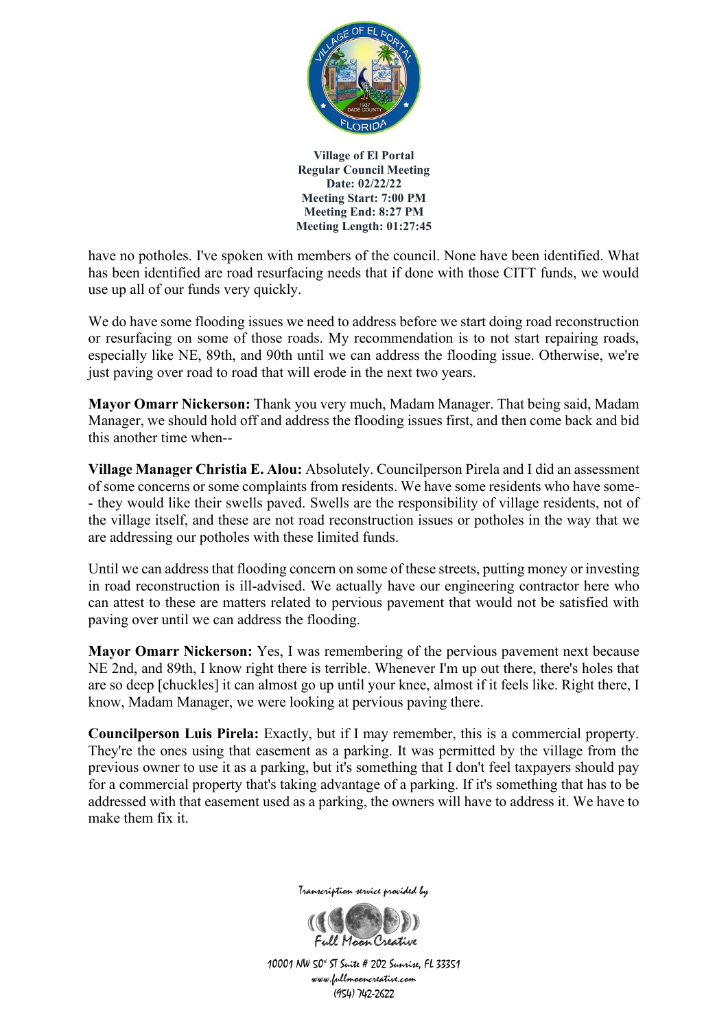have no potholes. I've spoken with members of the council. None have been identified. What has been identified are road resurfacing needs that if done with those CITT funds, we would use up all of our funds very quickly.

We do have some flooding issues we need to address before we start doing road reconstruction or resurfacing on some of those roads. My recommendation is to not start repairing roads, especially like NE, 89th, and 90th until we can address the flooding issue. Otherwise, we're just paving over road to road that will erode in the next two years.

**Mayor Omarr Nickerson:** Thank you very much, Madam Manager. That being said, Madam Manager, we should hold off and address the flooding issues first, and then come back and bid this another time when--

**Village Manager Christia E. Alou:** Absolutely. Councilperson Pirela and I did an assessment of some concerns or some complaints from residents. We have some residents who have some-- they would like their swells paved. Swells are the responsibility of village residents, not of the village itself, and these are not road reconstruction issues or potholes in the way that we are addressing our potholes with these limited funds.

Until we can address that flooding concern on some of these streets, putting money or investing in road reconstruction is ill-advised. We actually have our engineering contractor here who can attest to these are matters related to pervious pavement that would not be satisfied with paving over until we can address the flooding.

**Mayor Omarr Nickerson:** Yes, I was remembering of the pervious pavement next because NE 2nd, and 89th, I know right there is terrible. Whenever I'm up out there, there's holes that are so deep [chuckles] it can almost go up until your knee, almost if it feels like. Right there, I know, Madam Manager, we were looking at pervious paving there.

**Councilperson Luis Pirela:** Exactly, but if I may remember, this is a commercial property. They're the ones using that easement as a parking. It was permitted by the village from the previous owner to use it as a parking, but it's something that I don't feel taxpayers should pay for a commercial property that's taking advantage of a parking. If it's something that has to be addressed with that easement used as a parking, the owners will have to address it. We have to make them fix it.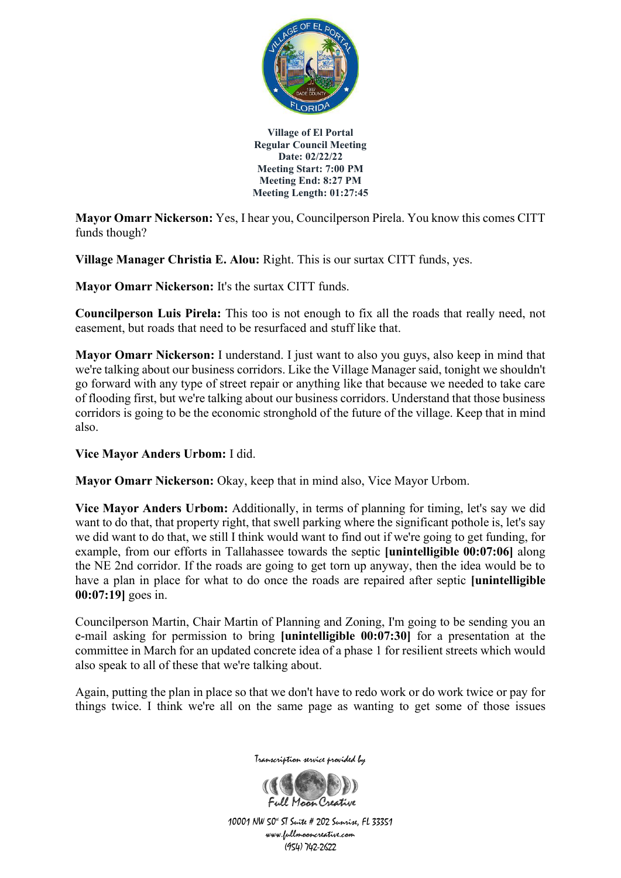**Village of El Portal**
**Regular Council Meeting**
**Date: 02/22/22**
**Meeting Start: 7:00 PM**
**Meeting End: 8:27 PM**
**Meeting Length: 01:27:45**

**Mayor Omarr Nickerson:** Yes, I hear you, Councilperson Pirela. You know this comes CITT funds though?

**Village Manager Christia E. Alou:** Right. This is our surtax CITT funds, yes.

**Mayor Omarr Nickerson:** It's the surtax CITT funds.

**Councilperson Luis Pirela:** This too is not enough to fix all the roads that really need, not easement, but roads that need to be resurfaced and stuff like that.

**Mayor Omarr Nickerson:** I understand. I just want to also you guys, also keep in mind that we're talking about our business corridors. Like the Village Manager said, tonight we shouldn't go forward with any type of street repair or anything like that because we needed to take care of flooding first, but we're talking about our business corridors. Understand that those business corridors is going to be the economic stronghold of the future of the village. Keep that in mind also.

**Vice Mayor Anders Urbom:** I did.

**Mayor Omarr Nickerson:** Okay, keep that in mind also, Vice Mayor Urbom.

**Vice Mayor Anders Urbom:** Additionally, in terms of planning for timing, let's say we did want to do that, that property right, that swell parking where the significant pothole is, let's say we did want to do that, we still I think would want to find out if we're going to get funding, for example, from our efforts in Tallahassee towards the septic **[unintelligible 00:07:06]** along the NE 2nd corridor. If the roads are going to get torn up anyway, then the idea would be to have a plan in place for what to do once the roads are repaired after septic **[unintelligible 00:07:19]** goes in.

Councilperson Martin, Chair Martin of Planning and Zoning, I'm going to be sending you an e-mail asking for permission to bring **[unintelligible 00:07:30]** for a presentation at the committee in March for an updated concrete idea of a phase 1 for resilient streets which would also speak to all of these that we're talking about.

Again, putting the plan in place so that we don't have to redo work or do work twice or pay for things twice. I think we're all on the same page as wanting to get some of those issues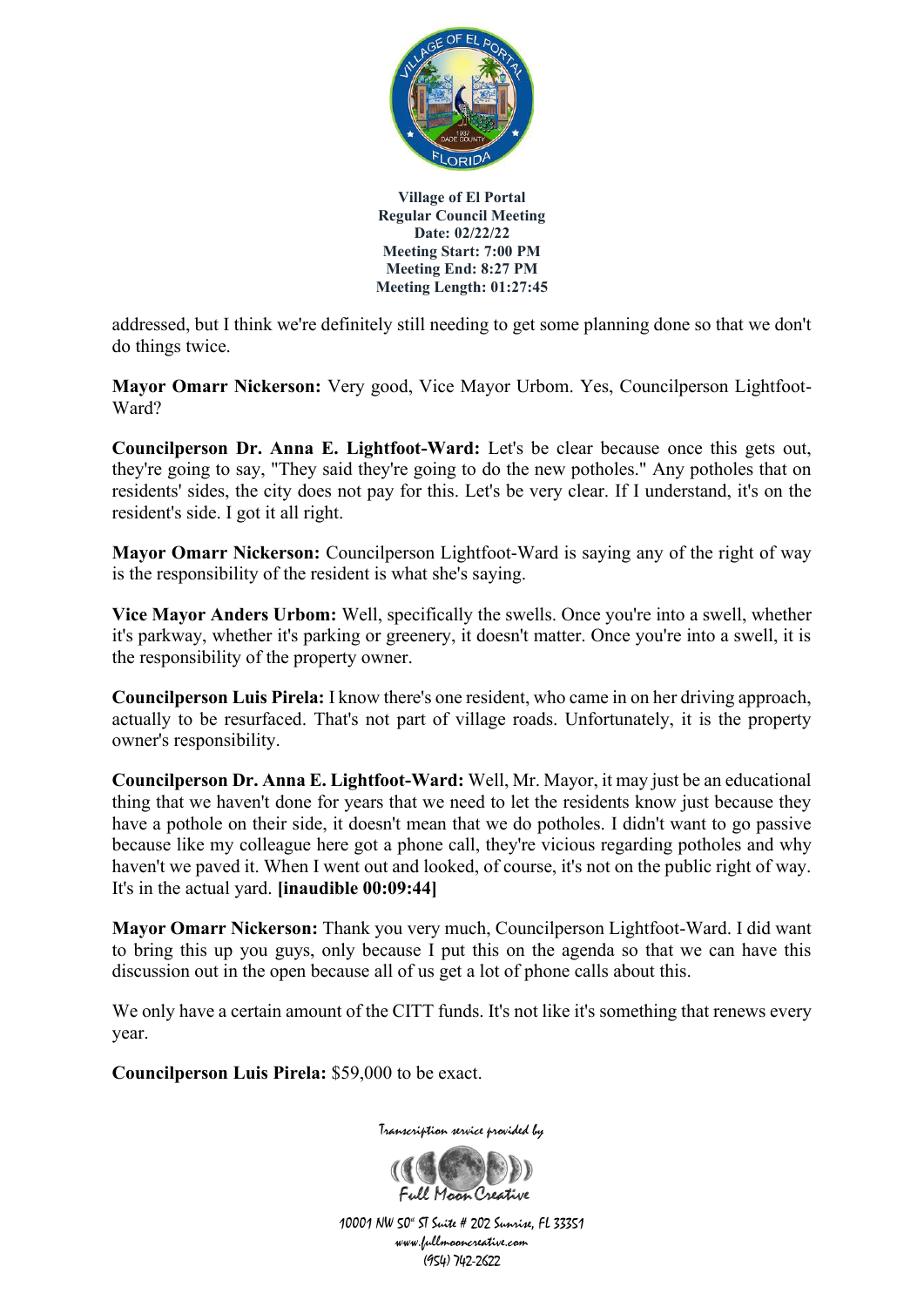addressed, but I think we're definitely still needing to get some planning done so that we don't do things twice.

**Mayor Omarr Nickerson:** Very good, Vice Mayor Urbom. Yes, Councilperson Lightfoot-Ward?

**Councilperson Dr. Anna E. Lightfoot-Ward:** Let's be clear because once this gets out, they're going to say, "They said they're going to do the new potholes." Any potholes that on residents' sides, the city does not pay for this. Let's be very clear. If I understand, it's on the resident's side. I got it all right.

**Mayor Omarr Nickerson:** Councilperson Lightfoot-Ward is saying any of the right of way is the responsibility of the resident is what she's saying.

**Vice Mayor Anders Urbom:** Well, specifically the swells. Once you're into a swell, whether it's parkway, whether it's parking or greenery, it doesn't matter. Once you're into a swell, it is the responsibility of the property owner.

**Councilperson Luis Pirela:** I know there's one resident, who came in on her driving approach, actually to be resurfaced. That's not part of village roads. Unfortunately, it is the property owner's responsibility.

**Councilperson Dr. Anna E. Lightfoot-Ward:** Well, Mr. Mayor, it may just be an educational thing that we haven't done for years that we need to let the residents know just because they have a pothole on their side, it doesn't mean that we do potholes. I didn't want to go passive because like my colleague here got a phone call, they're vicious regarding potholes and why haven't we paved it. When I went out and looked, of course, it's not on the public right of way. It's in the actual yard. **[inaudible 00:09:44]**

**Mayor Omarr Nickerson:** Thank you very much, Councilperson Lightfoot-Ward. I did want to bring this up you guys, only because I put this on the agenda so that we can have this discussion out in the open because all of us get a lot of phone calls about this.

We only have a certain amount of the CITT funds. It's not like it's something that renews every year.

**Councilperson Luis Pirela:** $59,000 to be exact.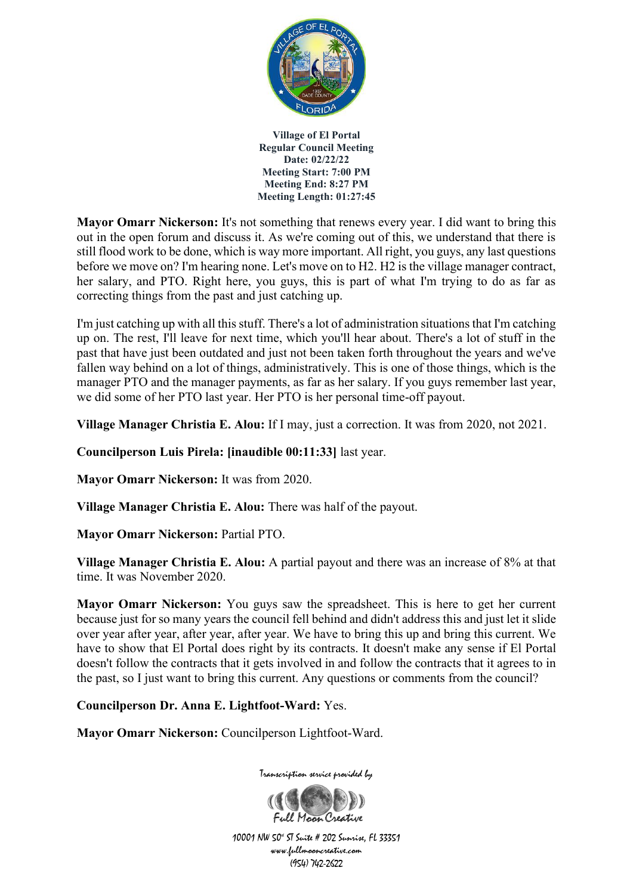**Village of El Portal**
**Regular Council Meeting**
**Date: 02/22/22**
**Meeting Start: 7:00 PM**
**Meeting End: 8:27 PM**
**Meeting Length: 01:27:45**

**Mayor Omarr Nickerson:** It's not something that renews every year. I did want to bring this out in the open forum and discuss it. As we're coming out of this, we understand that there is still flood work to be done, which is way more important. All right, you guys, any last questions before we move on? I'm hearing none. Let's move on to H2. H2 is the village manager contract, her salary, and PTO. Right here, you guys, this is part of what I'm trying to do as far as correcting things from the past and just catching up.

I'm just catching up with all this stuff. There's a lot of administration situations that I'm catching up on. The rest, I'll leave for next time, which you'll hear about. There's a lot of stuff in the past that have just been outdated and just not been taken forth throughout the years and we've fallen way behind on a lot of things, administratively. This is one of those things, which is the manager PTO and the manager payments, as far as her salary. If you guys remember last year, we did some of her PTO last year. Her PTO is her personal time-off payout.

**Village Manager Christia E. Alou:** If I may, just a correction. It was from 2020, not 2021.

**Councilperson Luis Pirela: [inaudible 00:11:33]** last year.

**Mayor Omarr Nickerson:** It was from 2020.

**Village Manager Christia E. Alou:** There was half of the payout.

**Mayor Omarr Nickerson:** Partial PTO.

**Village Manager Christia E. Alou:** A partial payout and there was an increase of 8% at that time. It was November 2020.

**Mayor Omarr Nickerson:** You guys saw the spreadsheet. This is here to get her current because just for so many years the council fell behind and didn't address this and just let it slide over year after year, after year, after year. We have to bring this up and bring this current. We have to show that El Portal does right by its contracts. It doesn't make any sense if El Portal doesn't follow the contracts that it gets involved in and follow the contracts that it agrees to in the past, so I just want to bring this current. Any questions or comments from the council?

**Councilperson Dr. Anna E. Lightfoot-Ward:** Yes.

**Mayor Omarr Nickerson:** Councilperson Lightfoot-Ward.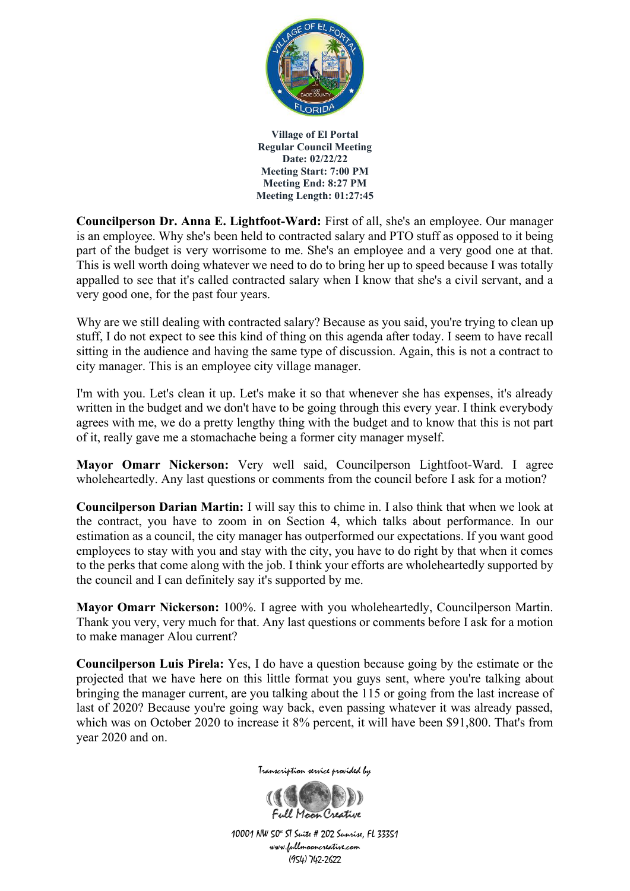**Village of El Portal**
**Regular Council Meeting**
**Date: 02/22/22**
**Meeting Start: 7:00 PM**
**Meeting End: 8:27 PM**
**Meeting Length: 01:27:45**

**Councilperson Dr. Anna E. Lightfoot-Ward:** First of all, she's an employee. Our manager is an employee. Why she's been held to contracted salary and PTO stuff as opposed to it being part of the budget is very worrisome to me. She's an employee and a very good one at that. This is well worth doing whatever we need to do to bring her up to speed because I was totally appalled to see that it's called contracted salary when I know that she's a civil servant, and a very good one, for the past four years.

Why are we still dealing with contracted salary? Because as you said, you're trying to clean up stuff, I do not expect to see this kind of thing on this agenda after today. I seem to have recall sitting in the audience and having the same type of discussion. Again, this is not a contract to city manager. This is an employee city village manager.

I'm with you. Let's clean it up. Let's make it so that whenever she has expenses, it's already written in the budget and we don't have to be going through this every year. I think everybody agrees with me, we do a pretty lengthy thing with the budget and to know that this is not part of it, really gave me a stomachache being a former city manager myself.

**Mayor Omarr Nickerson:** Very well said, Councilperson Lightfoot-Ward. I agree wholeheartedly. Any last questions or comments from the council before I ask for a motion?

**Councilperson Darian Martin:** I will say this to chime in. I also think that when we look at the contract, you have to zoom in on Section 4, which talks about performance. In our estimation as a council, the city manager has outperformed our expectations. If you want good employees to stay with you and stay with the city, you have to do right by that when it comes to the perks that come along with the job. I think your efforts are wholeheartedly supported by the council and I can definitely say it's supported by me.

**Mayor Omarr Nickerson:** 100%. I agree with you wholeheartedly, Councilperson Martin. Thank you very, very much for that. Any last questions or comments before I ask for a motion to make manager Alou current?

**Councilperson Luis Pirela:** Yes, I do have a question because going by the estimate or the projected that we have here on this little format you guys sent, where you're talking about bringing the manager current, are you talking about the 115 or going from the last increase of last of 2020? Because you're going way back, even passing whatever it was already passed, which was on October 2020 to increase it 8% percent, it will have been $91,800. That's from year 2020 and on.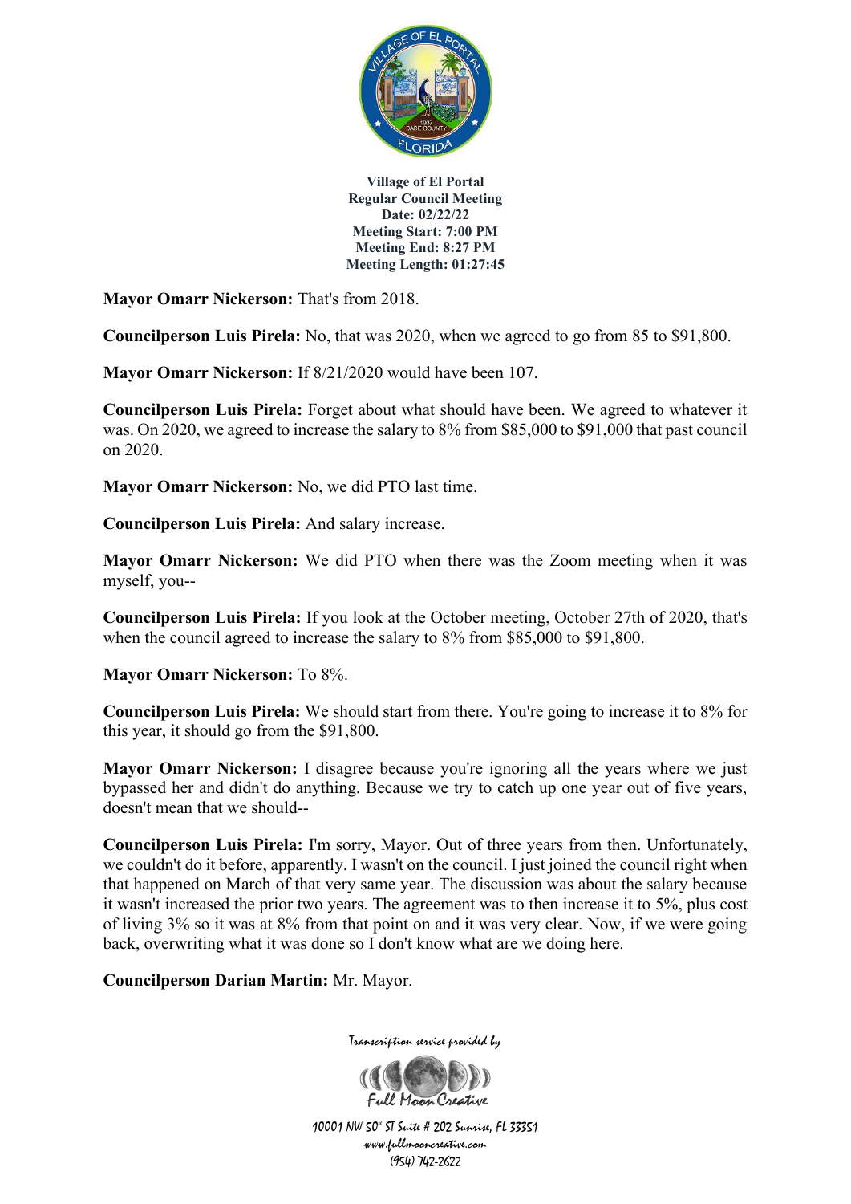**Village of El Portal**
**Regular Council Meeting**
**Date: 02/22/22**
**Meeting Start: 7:00 PM**
**Meeting End: 8:27 PM**
**Meeting Length: 01:27:45**

**Mayor Omarr Nickerson:** That's from 2018.

**Councilperson Luis Pirela:** No, that was 2020, when we agreed to go from 85 to $91,800.

**Mayor Omarr Nickerson:** If 8/21/2020 would have been 107.

**Councilperson Luis Pirela:** Forget about what should have been. We agreed to whatever it was. On 2020, we agreed to increase the salary to 8% from $85,000 to $91,000 that past council on 2020.

**Mayor Omarr Nickerson:** No, we did PTO last time.

**Councilperson Luis Pirela:** And salary increase.

**Mayor Omarr Nickerson:** We did PTO when there was the Zoom meeting when it was myself, you--

**Councilperson Luis Pirela:** If you look at the October meeting, October 27th of 2020, that's when the council agreed to increase the salary to 8% from $85,000 to $91,800.

**Mayor Omarr Nickerson:** To 8%.

**Councilperson Luis Pirela:** We should start from there. You're going to increase it to 8% for this year, it should go from the $91,800.

**Mayor Omarr Nickerson:** I disagree because you're ignoring all the years where we just bypassed her and didn't do anything. Because we try to catch up one year out of five years, doesn't mean that we should--

**Councilperson Luis Pirela:** I'm sorry, Mayor. Out of three years from then. Unfortunately, we couldn't do it before, apparently. I wasn't on the council. I just joined the council right when that happened on March of that very same year. The discussion was about the salary because it wasn't increased the prior two years. The agreement was to then increase it to 5%, plus cost of living 3% so it was at 8% from that point on and it was very clear. Now, if we were going back, overwriting what it was done so I don't know what are we doing here.

**Councilperson Darian Martin:** Mr. Mayor.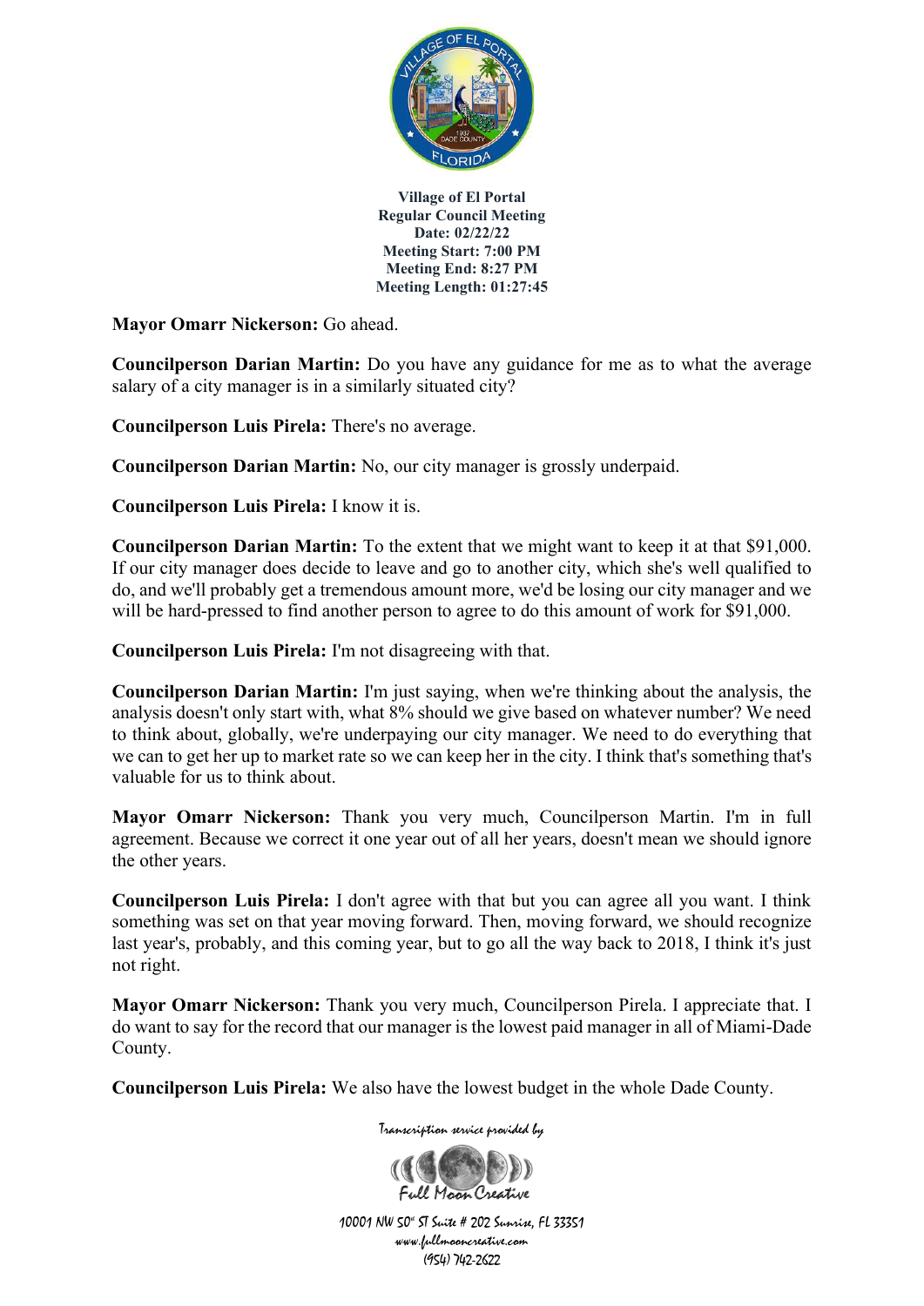Village of El Portal
Regular Council Meeting
Date: 02/22/22
Meeting Start: 7:00 PM
Meeting End: 8:27 PM
Meeting Length: 01:27:45

**Mayor Omarr Nickerson:** Go ahead.

**Councilperson Darian Martin:** Do you have any guidance for me as to what the average salary of a city manager is in a similarly situated city?

**Councilperson Luis Pirela:** There's no average.

**Councilperson Darian Martin:** No, our city manager is grossly underpaid.

**Councilperson Luis Pirela:** I know it is.

**Councilperson Darian Martin:** To the extent that we might want to keep it at that $91,000. If our city manager does decide to leave and go to another city, which she's well qualified to do, and we'll probably get a tremendous amount more, we'd be losing our city manager and we will be hard-pressed to find another person to agree to do this amount of work for $91,000.

**Councilperson Luis Pirela:** I'm not disagreeing with that.

**Councilperson Darian Martin:** I'm just saying, when we're thinking about the analysis, the analysis doesn't only start with, what 8% should we give based on whatever number? We need to think about, globally, we're underpaying our city manager. We need to do everything that we can to get her up to market rate so we can keep her in the city. I think that's something that's valuable for us to think about.

**Mayor Omarr Nickerson:** Thank you very much, Councilperson Martin. I'm in full agreement. Because we correct it one year out of all her years, doesn't mean we should ignore the other years.

**Councilperson Luis Pirela:** I don't agree with that but you can agree all you want. I think something was set on that year moving forward. Then, moving forward, we should recognize last year's, probably, and this coming year, but to go all the way back to 2018, I think it's just not right.

**Mayor Omarr Nickerson:** Thank you very much, Councilperson Pirela. I appreciate that. I do want to say for the record that our manager is the lowest paid manager in all of Miami-Dade County.

**Councilperson Luis Pirela:** We also have the lowest budget in the whole Dade County.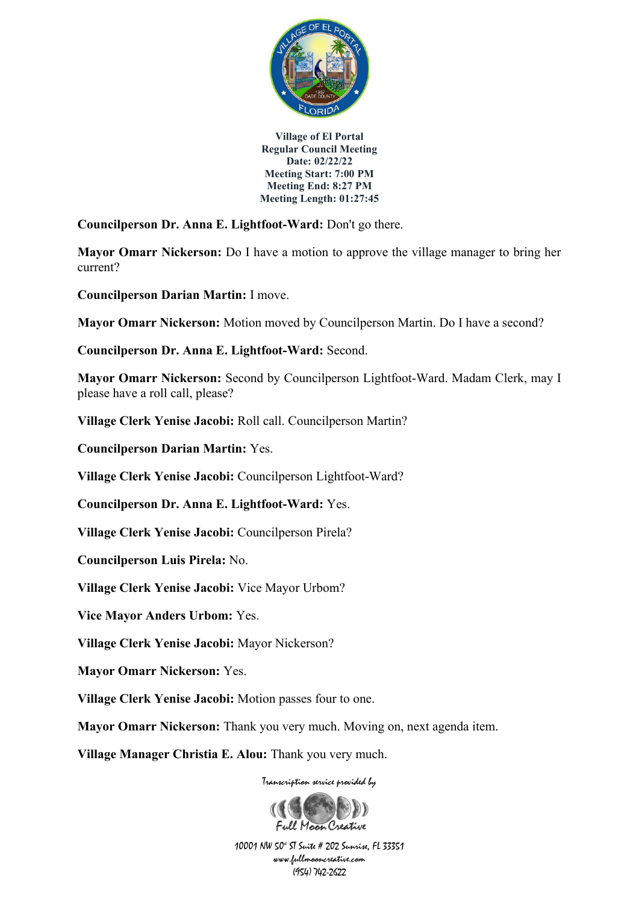Village of El Portal
Regular Council Meeting
Date: 02/22/22
Meeting Start: 7:00 PM
Meeting End: 8:27 PM
Meeting Length: 01:27:45

**Councilperson Dr. Anna E. Lightfoot-Ward:** Don't go there.

**Mayor Omarr Nickerson:** Do I have a motion to approve the village manager to bring her current?

**Councilperson Darian Martin:** I move.

**Mayor Omarr Nickerson:** Motion moved by Councilperson Martin. Do I have a second?

**Councilperson Dr. Anna E. Lightfoot-Ward:** Second.

**Mayor Omarr Nickerson:** Second by Councilperson Lightfoot-Ward. Madam Clerk, may I please have a roll call, please?

**Village Clerk Yenise Jacobi:** Roll call. Councilperson Martin?

**Councilperson Darian Martin:** Yes.

**Village Clerk Yenise Jacobi:** Councilperson Lightfoot-Ward?

**Councilperson Dr. Anna E. Lightfoot-Ward:** Yes.

**Village Clerk Yenise Jacobi:** Councilperson Pirela?

**Councilperson Luis Pirela:** No.

**Village Clerk Yenise Jacobi:** Vice Mayor Urbom?

**Vice Mayor Anders Urbom:** Yes.

**Village Clerk Yenise Jacobi:** Mayor Nickerson?

**Mayor Omarr Nickerson:** Yes.

**Village Clerk Yenise Jacobi:** Motion passes four to one.

**Mayor Omarr Nickerson:** Thank you very much. Moving on, next agenda item.

**Village Manager Christia E. Alou:** Thank you very much.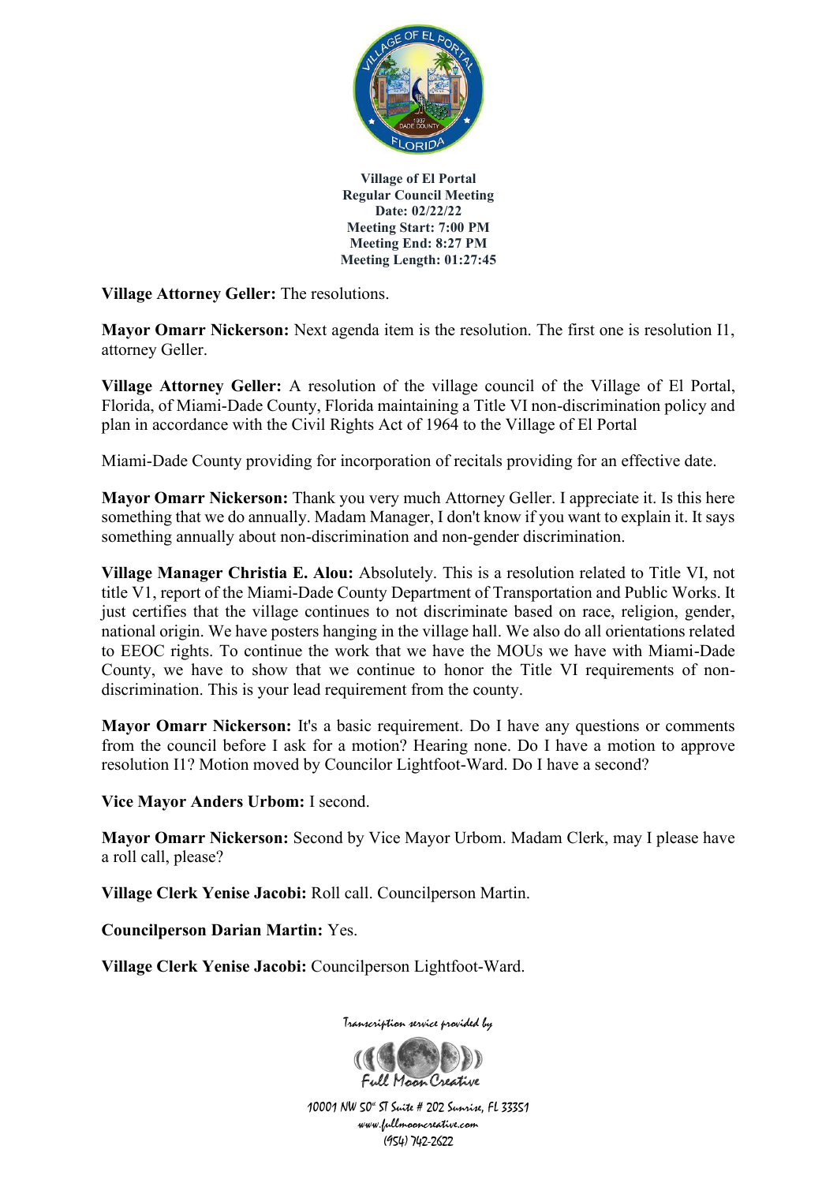**Village of El Portal**
**Regular Council Meeting**
**Date: 02/22/22**
**Meeting Start: 7:00 PM**
**Meeting End: 8:27 PM**
**Meeting Length: 01:27:45**

**Village Attorney Geller:** The resolutions.

**Mayor Omarr Nickerson:** Next agenda item is the resolution. The first one is resolution I1, attorney Geller.

**Village Attorney Geller:** A resolution of the village council of the Village of El Portal, Florida, of Miami-Dade County, Florida maintaining a Title VI non-discrimination policy and plan in accordance with the Civil Rights Act of 1964 to the Village of El Portal

Miami-Dade County providing for incorporation of recitals providing for an effective date.

**Mayor Omarr Nickerson:** Thank you very much Attorney Geller. I appreciate it. Is this here something that we do annually. Madam Manager, I don't know if you want to explain it. It says something annually about non-discrimination and non-gender discrimination.

**Village Manager Christia E. Alou:** Absolutely. This is a resolution related to Title VI, not title V1, report of the Miami-Dade County Department of Transportation and Public Works. It just certifies that the village continues to not discriminate based on race, religion, gender, national origin. We have posters hanging in the village hall. We also do all orientations related to EEOC rights. To continue the work that we have the MOUs we have with Miami-Dade County, we have to show that we continue to honor the Title VI requirements of non-discrimination. This is your lead requirement from the county.

**Mayor Omarr Nickerson:** It's a basic requirement. Do I have any questions or comments from the council before I ask for a motion? Hearing none. Do I have a motion to approve resolution I1? Motion moved by Councilor Lightfoot-Ward. Do I have a second?

**Vice Mayor Anders Urbom:** I second.

**Mayor Omarr Nickerson:** Second by Vice Mayor Urbom. Madam Clerk, may I please have a roll call, please?

**Village Clerk Yenise Jacobi:** Roll call. Councilperson Martin.

**Councilperson Darian Martin:** Yes.

**Village Clerk Yenise Jacobi:** Councilperson Lightfoot-Ward.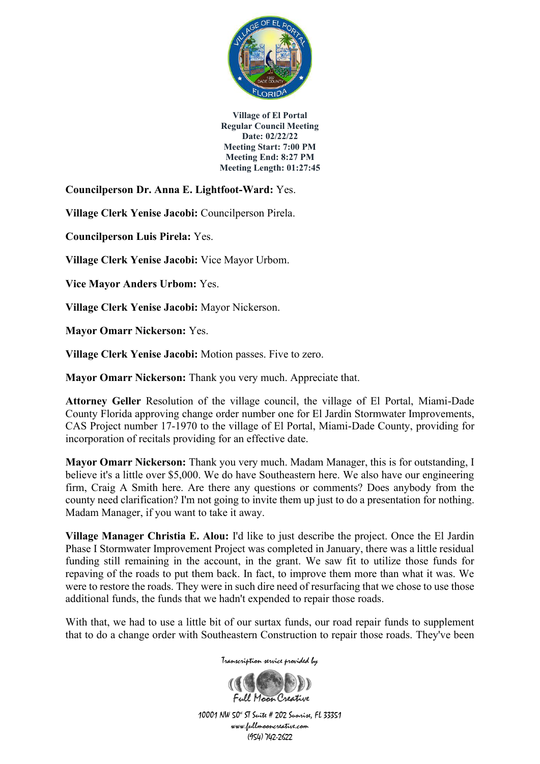**Councilperson Dr. Anna E. Lightfoot-Ward:** Yes.

**Village Clerk Yenise Jacobi:** Councilperson Pirela.

**Councilperson Luis Pirela:** Yes.

**Village Clerk Yenise Jacobi:** Vice Mayor Urbom.

**Vice Mayor Anders Urbom:** Yes.

**Village Clerk Yenise Jacobi:** Mayor Nickerson.

**Mayor Omarr Nickerson:** Yes.

**Village Clerk Yenise Jacobi:** Motion passes. Five to zero.

**Mayor Omarr Nickerson:** Thank you very much. Appreciate that.

**Attorney Geller** Resolution of the village council, the village of El Portal, Miami-Dade County Florida approving change order number one for El Jardin Stormwater Improvements, CAS Project number 17-1970 to the village of El Portal, Miami-Dade County, providing for incorporation of recitals providing for an effective date.

**Mayor Omarr Nickerson:** Thank you very much. Madam Manager, this is for outstanding, I believe it's a little over $5,000. We do have Southeastern here. We also have our engineering firm, Craig A Smith here. Are there any questions or comments? Does anybody from the county need clarification? I'm not going to invite them up just to do a presentation for nothing. Madam Manager, if you want to take it away.

**Village Manager Christia E. Alou:** I'd like to just describe the project. Once the El Jardin Phase I Stormwater Improvement Project was completed in January, there was a little residual funding still remaining in the account, in the grant. We saw fit to utilize those funds for repaving of the roads to put them back. In fact, to improve them more than what it was. We were to restore the roads. They were in such dire need of resurfacing that we chose to use those additional funds, the funds that we hadn't expended to repair those roads.

With that, we had to use a little bit of our surtax funds, our road repair funds to supplement that to do a change order with Southeastern Construction to repair those roads. They've been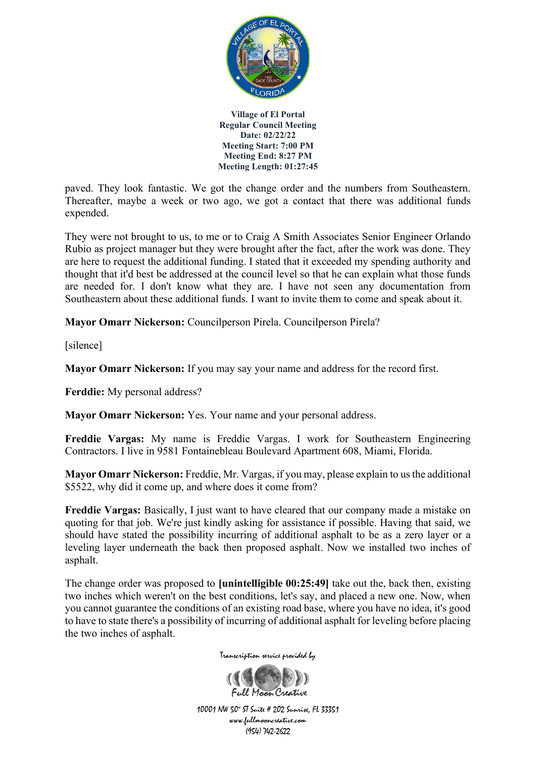paved. They look fantastic. We got the change order and the numbers from Southeastern. Thereafter, maybe a week or two ago, we got a contact that there was additional funds expended.

They were not brought to us, to me or to Craig A Smith Associates Senior Engineer Orlando Rubio as project manager but they were brought after the fact, after the work was done. They are here to request the additional funding. I stated that it exceeded my spending authority and thought that it'd best be addressed at the council level so that he can explain what those funds are needed for. I don't know what they are. I have not seen any documentation from Southeastern about these additional funds. I want to invite them to come and speak about it.

**Mayor Omarr Nickerson:** Councilperson Pirela. Councilperson Pirela?

[silence]

**Mayor Omarr Nickerson:** If you may say your name and address for the record first.

**Ferddie:** My personal address?

**Mayor Omarr Nickerson:** Yes. Your name and your personal address.

**Freddie Vargas:** My name is Freddie Vargas. I work for Southeastern Engineering Contractors. I live in 9581 Fontainebleau Boulevard Apartment 608, Miami, Florida.

**Mayor Omarr Nickerson:** Freddie, Mr. Vargas, if you may, please explain to us the additional $5522, why did it come up, and where does it come from?

**Freddie Vargas:** Basically, I just want to have cleared that our company made a mistake on quoting for that job. We're just kindly asking for assistance if possible. Having that said, we should have stated the possibility incurring of additional asphalt to be as a zero layer or a leveling layer underneath the back then proposed asphalt. Now we installed two inches of asphalt.

The change order was proposed to **[unintelligible 00:25:49]** take out the, back then, existing two inches which weren't on the best conditions, let's say, and placed a new one. Now, when you cannot guarantee the conditions of an existing road base, where you have no idea, it's good to have to state there's a possibility of incurring of additional asphalt for leveling before placing the two inches of asphalt.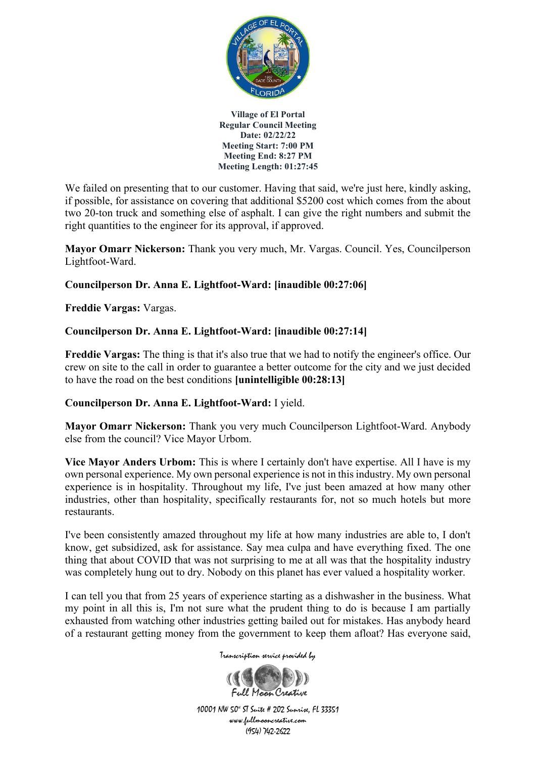We failed on presenting that to our customer. Having that said, we're just here, kindly asking, if possible, for assistance on covering that additional $5200 cost which comes from the about two 20-ton truck and something else of asphalt. I can give the right numbers and submit the right quantities to the engineer for its approval, if approved.

**Mayor Omarr Nickerson:** Thank you very much, Mr. Vargas. Council. Yes, Councilperson Lightfoot-Ward.

**Councilperson Dr. Anna E. Lightfoot-Ward: [inaudible 00:27:06]**

**Freddie Vargas:** Vargas.

**Councilperson Dr. Anna E. Lightfoot-Ward: [inaudible 00:27:14]**

**Freddie Vargas:** The thing is that it's also true that we had to notify the engineer's office. Our crew on site to the call in order to guarantee a better outcome for the city and we just decided to have the road on the best conditions **[unintelligible 00:28:13]**

**Councilperson Dr. Anna E. Lightfoot-Ward:** I yield.

**Mayor Omarr Nickerson:** Thank you very much Councilperson Lightfoot-Ward. Anybody else from the council? Vice Mayor Urbom.

**Vice Mayor Anders Urbom:** This is where I certainly don't have expertise. All I have is my own personal experience. My own personal experience is not in this industry. My own personal experience is in hospitality. Throughout my life, I've just been amazed at how many other industries, other than hospitality, specifically restaurants for, not so much hotels but more restaurants.

I've been consistently amazed throughout my life at how many industries are able to, I don't know, get subsidized, ask for assistance. Say mea culpa and have everything fixed. The one thing that about COVID that was not surprising to me at all was that the hospitality industry was completely hung out to dry. Nobody on this planet has ever valued a hospitality worker.

I can tell you that from 25 years of experience starting as a dishwasher in the business. What my point in all this is, I'm not sure what the prudent thing to do is because I am partially exhausted from watching other industries getting bailed out for mistakes. Has anybody heard of a restaurant getting money from the government to keep them afloat? Has everyone said,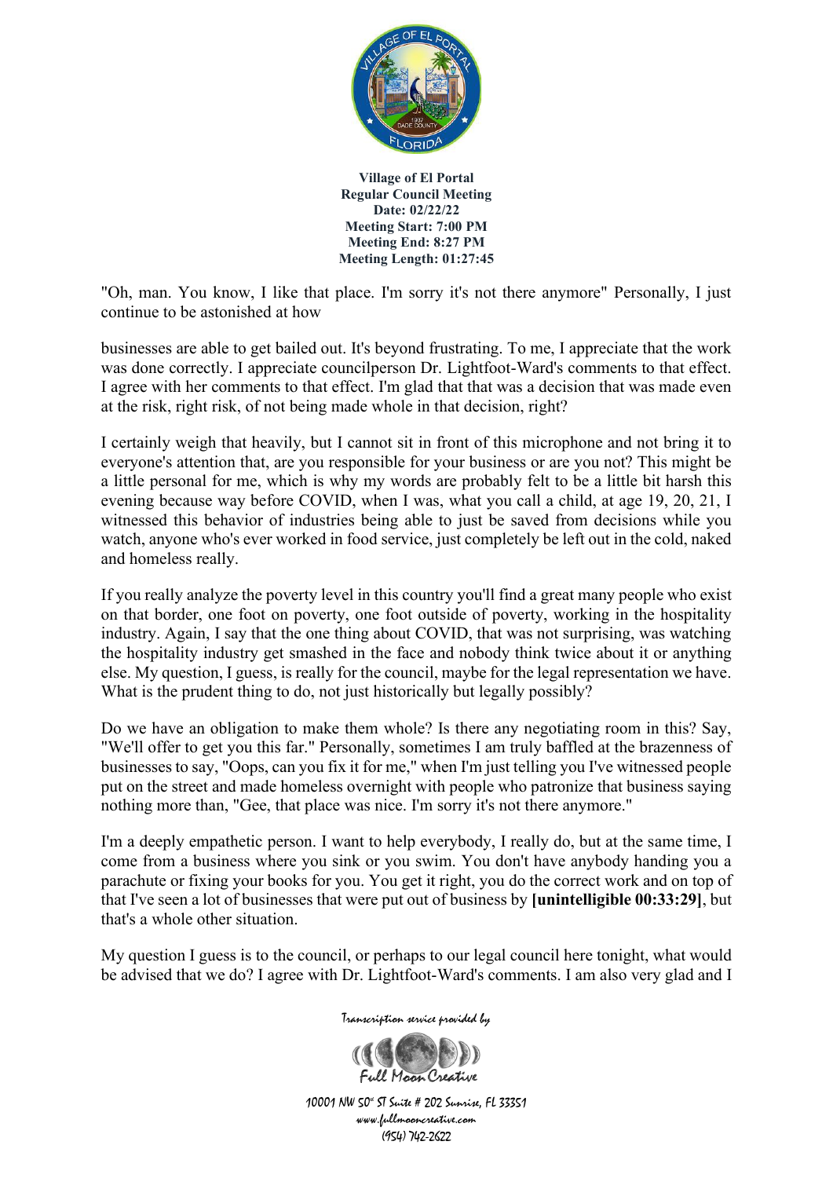"Oh, man. You know, I like that place. I'm sorry it's not there anymore" Personally, I just continue to be astonished at how

businesses are able to get bailed out. It's beyond frustrating. To me, I appreciate that the work was done correctly. I appreciate councilperson Dr. Lightfoot-Ward's comments to that effect. I agree with her comments to that effect. I'm glad that that was a decision that was made even at the risk, right risk, of not being made whole in that decision, right?

I certainly weigh that heavily, but I cannot sit in front of this microphone and not bring it to everyone's attention that, are you responsible for your business or are you not? This might be a little personal for me, which is why my words are probably felt to be a little bit harsh this evening because way before COVID, when I was, what you call a child, at age 19, 20, 21, I witnessed this behavior of industries being able to just be saved from decisions while you watch, anyone who's ever worked in food service, just completely be left out in the cold, naked and homeless really.

If you really analyze the poverty level in this country you'll find a great many people who exist on that border, one foot on poverty, one foot outside of poverty, working in the hospitality industry. Again, I say that the one thing about COVID, that was not surprising, was watching the hospitality industry get smashed in the face and nobody think twice about it or anything else. My question, I guess, is really for the council, maybe for the legal representation we have. What is the prudent thing to do, not just historically but legally possibly?

Do we have an obligation to make them whole? Is there any negotiating room in this? Say, "We'll offer to get you this far." Personally, sometimes I am truly baffled at the brazenness of businesses to say, "Oops, can you fix it for me," when I'm just telling you I've witnessed people put on the street and made homeless overnight with people who patronize that business saying nothing more than, "Gee, that place was nice. I'm sorry it's not there anymore."

I'm a deeply empathetic person. I want to help everybody, I really do, but at the same time, I come from a business where you sink or you swim. You don't have anybody handing you a parachute or fixing your books for you. You get it right, you do the correct work and on top of that I've seen a lot of businesses that were put out of business by **[unintelligible 00:33:29]**, but that's a whole other situation.

My question I guess is to the council, or perhaps to our legal council here tonight, what would be advised that we do? I agree with Dr. Lightfoot-Ward's comments. I am also very glad and I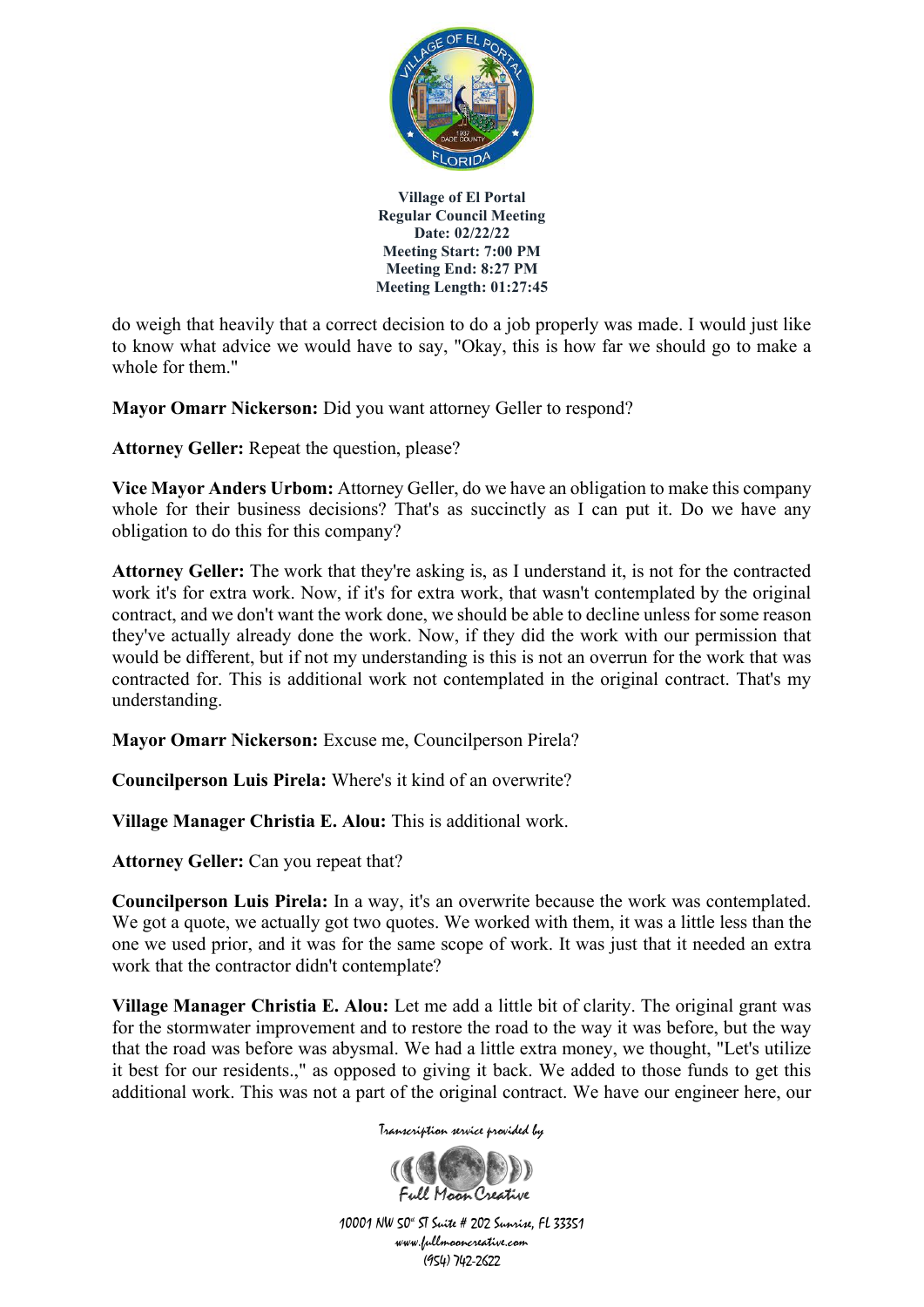do weigh that heavily that a correct decision to do a job properly was made. I would just like to know what advice we would have to say, "Okay, this is how far we should go to make a whole for them."

**Mayor Omarr Nickerson:** Did you want attorney Geller to respond?

**Attorney Geller:** Repeat the question, please?

**Vice Mayor Anders Urbom:** Attorney Geller, do we have an obligation to make this company whole for their business decisions? That's as succinctly as I can put it. Do we have any obligation to do this for this company?

**Attorney Geller:** The work that they're asking is, as I understand it, is not for the contracted work it's for extra work. Now, if it's for extra work, that wasn't contemplated by the original contract, and we don't want the work done, we should be able to decline unless for some reason they've actually already done the work. Now, if they did the work with our permission that would be different, but if not my understanding is this is not an overrun for the work that was contracted for. This is additional work not contemplated in the original contract. That's my understanding.

**Mayor Omarr Nickerson:** Excuse me, Councilperson Pirela?

**Councilperson Luis Pirela:** Where's it kind of an overwrite?

**Village Manager Christia E. Alou:** This is additional work.

**Attorney Geller:** Can you repeat that?

**Councilperson Luis Pirela:** In a way, it's an overwrite because the work was contemplated. We got a quote, we actually got two quotes. We worked with them, it was a little less than the one we used prior, and it was for the same scope of work. It was just that it needed an extra work that the contractor didn't contemplate?

**Village Manager Christia E. Alou:** Let me add a little bit of clarity. The original grant was for the stormwater improvement and to restore the road to the way it was before, but the way that the road was before was abysmal. We had a little extra money, we thought, "Let's utilize it best for our residents.," as opposed to giving it back. We added to those funds to get this additional work. This was not a part of the original contract. We have our engineer here, our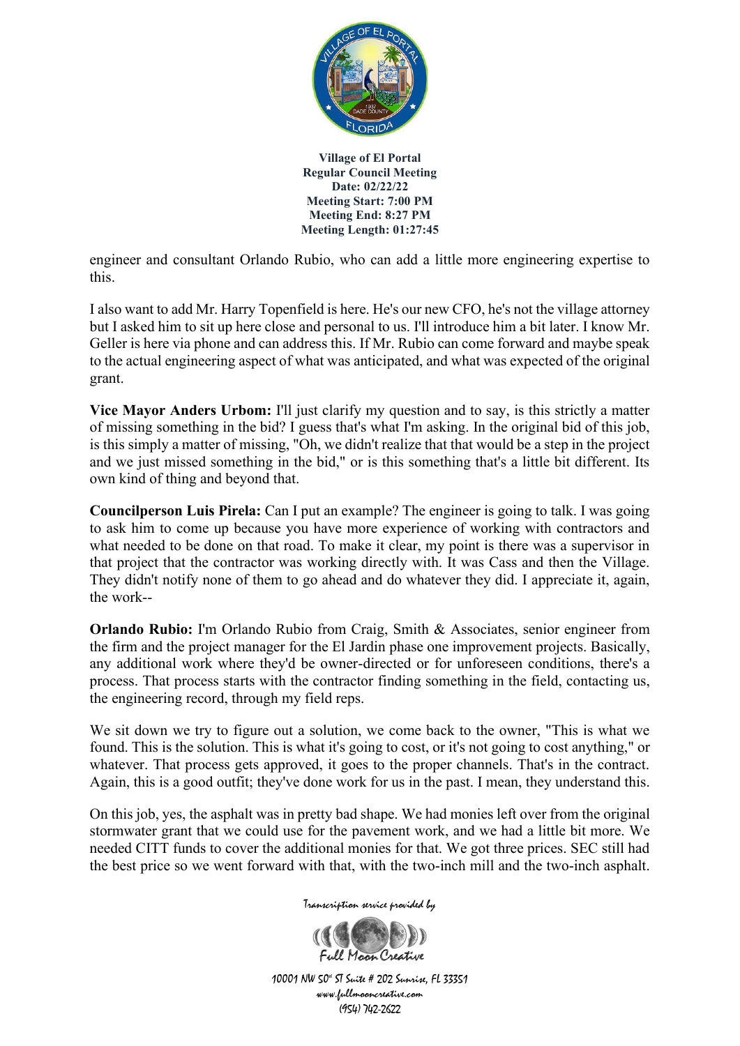engineer and consultant Orlando Rubio, who can add a little more engineering expertise to this.

I also want to add Mr. Harry Topenfield is here. He's our new CFO, he's not the village attorney but I asked him to sit up here close and personal to us. I'll introduce him a bit later. I know Mr. Geller is here via phone and can address this. If Mr. Rubio can come forward and maybe speak to the actual engineering aspect of what was anticipated, and what was expected of the original grant.

**Vice Mayor Anders Urbom:** I'll just clarify my question and to say, is this strictly a matter of missing something in the bid? I guess that's what I'm asking. In the original bid of this job, is this simply a matter of missing, "Oh, we didn't realize that that would be a step in the project and we just missed something in the bid," or is this something that's a little bit different. Its own kind of thing and beyond that.

**Councilperson Luis Pirela:** Can I put an example? The engineer is going to talk. I was going to ask him to come up because you have more experience of working with contractors and what needed to be done on that road. To make it clear, my point is there was a supervisor in that project that the contractor was working directly with. It was Cass and then the Village. They didn't notify none of them to go ahead and do whatever they did. I appreciate it, again, the work--

**Orlando Rubio:** I'm Orlando Rubio from Craig, Smith & Associates, senior engineer from the firm and the project manager for the El Jardin phase one improvement projects. Basically, any additional work where they'd be owner-directed or for unforeseen conditions, there's a process. That process starts with the contractor finding something in the field, contacting us, the engineering record, through my field reps.

We sit down we try to figure out a solution, we come back to the owner, "This is what we found. This is the solution. This is what it's going to cost, or it's not going to cost anything," or whatever. That process gets approved, it goes to the proper channels. That's in the contract. Again, this is a good outfit; they've done work for us in the past. I mean, they understand this.

On this job, yes, the asphalt was in pretty bad shape. We had monies left over from the original stormwater grant that we could use for the pavement work, and we had a little bit more. We needed CITT funds to cover the additional monies for that. We got three prices. SEC still had the best price so we went forward with that, with the two-inch mill and the two-inch asphalt.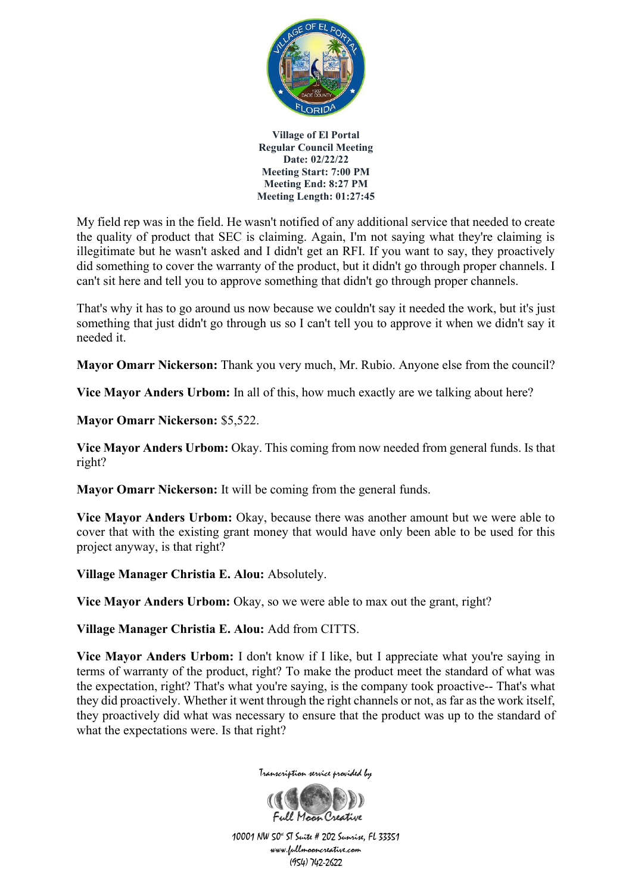My field rep was in the field. He wasn't notified of any additional service that needed to create the quality of product that SEC is claiming. Again, I'm not saying what they're claiming is illegitimate but he wasn't asked and I didn't get an RFI. If you want to say, they proactively did something to cover the warranty of the product, but it didn't go through proper channels. I can't sit here and tell you to approve something that didn't go through proper channels.

That's why it has to go around us now because we couldn't say it needed the work, but it's just something that just didn't go through us so I can't tell you to approve it when we didn't say it needed it.

**Mayor Omarr Nickerson:** Thank you very much, Mr. Rubio. Anyone else from the council?

**Vice Mayor Anders Urbom:** In all of this, how much exactly are we talking about here?

**Mayor Omarr Nickerson:** $5,522.

**Vice Mayor Anders Urbom:** Okay. This coming from now needed from general funds. Is that right?

**Mayor Omarr Nickerson:** It will be coming from the general funds.

**Vice Mayor Anders Urbom:** Okay, because there was another amount but we were able to cover that with the existing grant money that would have only been able to be used for this project anyway, is that right?

**Village Manager Christia E. Alou:** Absolutely.

**Vice Mayor Anders Urbom:** Okay, so we were able to max out the grant, right?

**Village Manager Christia E. Alou:** Add from CITTS.

**Vice Mayor Anders Urbom:** I don't know if I like, but I appreciate what you're saying in terms of warranty of the product, right? To make the product meet the standard of what was the expectation, right? That's what you're saying, is the company took proactive-- That's what they did proactively. Whether it went through the right channels or not, as far as the work itself, they proactively did what was necessary to ensure that the product was up to the standard of what the expectations were. Is that right?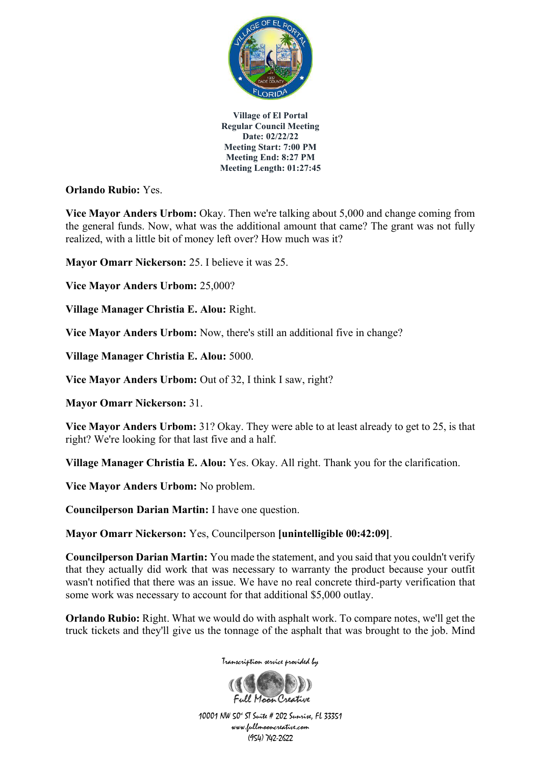**Orlando Rubio:** Yes.

**Vice Mayor Anders Urbom:** Okay. Then we're talking about 5,000 and change coming from the general funds. Now, what was the additional amount that came? The grant was not fully realized, with a little bit of money left over? How much was it?

**Mayor Omarr Nickerson:** 25. I believe it was 25.

**Vice Mayor Anders Urbom:** 25,000?

**Village Manager Christia E. Alou:** Right.

**Vice Mayor Anders Urbom:** Now, there's still an additional five in change?

**Village Manager Christia E. Alou:** 5000.

**Vice Mayor Anders Urbom:** Out of 32, I think I saw, right?

**Mayor Omarr Nickerson:** 31.

**Vice Mayor Anders Urbom:** 31? Okay. They were able to at least already to get to 25, is that right? We're looking for that last five and a half.

**Village Manager Christia E. Alou:** Yes. Okay. All right. Thank you for the clarification.

**Vice Mayor Anders Urbom:** No problem.

**Councilperson Darian Martin:** I have one question.

**Mayor Omarr Nickerson:** Yes, Councilperson **[unintelligible 00:42:09]**.

**Councilperson Darian Martin:** You made the statement, and you said that you couldn't verify that they actually did work that was necessary to warranty the product because your outfit wasn't notified that there was an issue. We have no real concrete third-party verification that some work was necessary to account for that additional $5,000 outlay.

**Orlando Rubio:** Right. What we would do with asphalt work. To compare notes, we'll get the truck tickets and they'll give us the tonnage of the asphalt that was brought to the job. Mind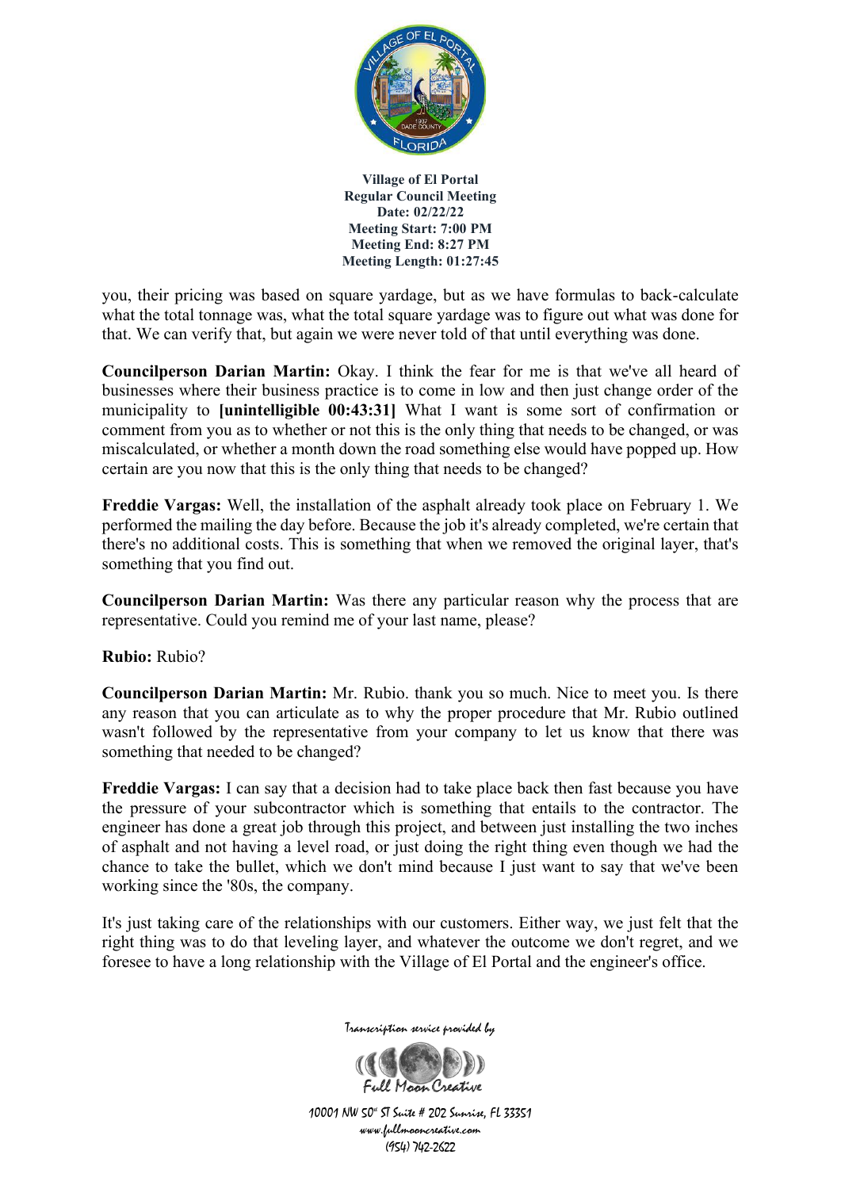you, their pricing was based on square yardage, but as we have formulas to back-calculate what the total tonnage was, what the total square yardage was to figure out what was done for that. We can verify that, but again we were never told of that until everything was done.

**Councilperson Darian Martin:** Okay. I think the fear for me is that we've all heard of businesses where their business practice is to come in low and then just change order of the municipality to **[unintelligible 00:43:31]** What I want is some sort of confirmation or comment from you as to whether or not this is the only thing that needs to be changed, or was miscalculated, or whether a month down the road something else would have popped up. How certain are you now that this is the only thing that needs to be changed?

**Freddie Vargas:** Well, the installation of the asphalt already took place on February 1. We performed the mailing the day before. Because the job it's already completed, we're certain that there's no additional costs. This is something that when we removed the original layer, that's something that you find out.

**Councilperson Darian Martin:** Was there any particular reason why the process that are representative. Could you remind me of your last name, please?

**Rubio:** Rubio?

**Councilperson Darian Martin:** Mr. Rubio. thank you so much. Nice to meet you. Is there any reason that you can articulate as to why the proper procedure that Mr. Rubio outlined wasn't followed by the representative from your company to let us know that there was something that needed to be changed?

**Freddie Vargas:** I can say that a decision had to take place back then fast because you have the pressure of your subcontractor which is something that entails to the contractor. The engineer has done a great job through this project, and between just installing the two inches of asphalt and not having a level road, or just doing the right thing even though we had the chance to take the bullet, which we don't mind because I just want to say that we've been working since the '80s, the company.

It's just taking care of the relationships with our customers. Either way, we just felt that the right thing was to do that leveling layer, and whatever the outcome we don't regret, and we foresee to have a long relationship with the Village of El Portal and the engineer's office.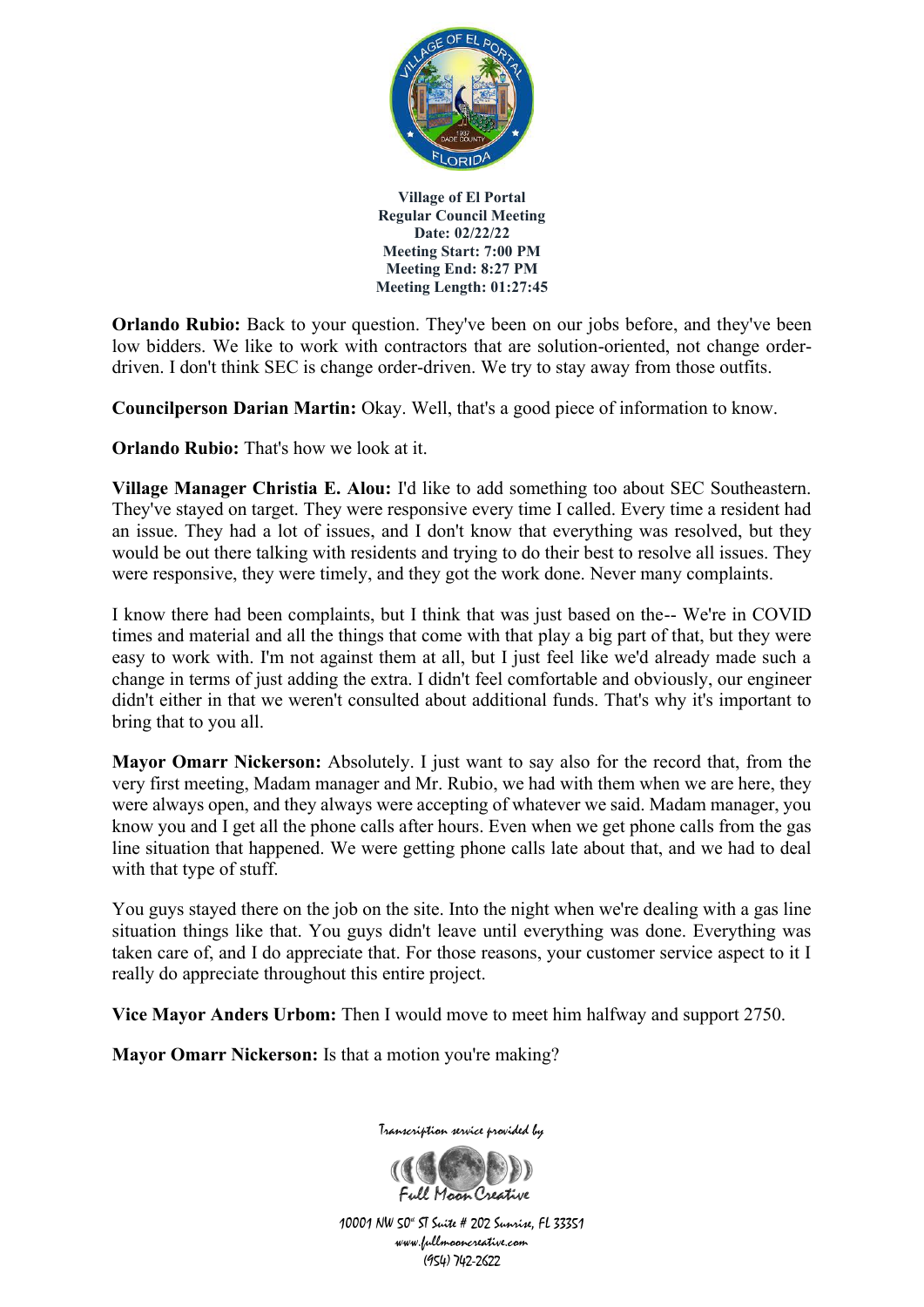**Orlando Rubio:** Back to your question. They've been on our jobs before, and they've been low bidders. We like to work with contractors that are solution-oriented, not change order-driven. I don't think SEC is change order-driven. We try to stay away from those outfits.

**Councilperson Darian Martin:** Okay. Well, that's a good piece of information to know.

**Orlando Rubio:** That's how we look at it.

**Village Manager Christia E. Alou:** I'd like to add something too about SEC Southeastern. They've stayed on target. They were responsive every time I called. Every time a resident had an issue. They had a lot of issues, and I don't know that everything was resolved, but they would be out there talking with residents and trying to do their best to resolve all issues. They were responsive, they were timely, and they got the work done. Never many complaints.

I know there had been complaints, but I think that was just based on the-- We're in COVID times and material and all the things that come with that play a big part of that, but they were easy to work with. I'm not against them at all, but I just feel like we'd already made such a change in terms of just adding the extra. I didn't feel comfortable and obviously, our engineer didn't either in that we weren't consulted about additional funds. That's why it's important to bring that to you all.

**Mayor Omarr Nickerson:** Absolutely. I just want to say also for the record that, from the very first meeting, Madam manager and Mr. Rubio, we had with them when we are here, they were always open, and they always were accepting of whatever we said. Madam manager, you know you and I get all the phone calls after hours. Even when we get phone calls from the gas line situation that happened. We were getting phone calls late about that, and we had to deal with that type of stuff.

You guys stayed there on the job on the site. Into the night when we're dealing with a gas line situation things like that. You guys didn't leave until everything was done. Everything was taken care of, and I do appreciate that. For those reasons, your customer service aspect to it I really do appreciate throughout this entire project.

**Vice Mayor Anders Urbom:** Then I would move to meet him halfway and support 2750.

**Mayor Omarr Nickerson:** Is that a motion you're making?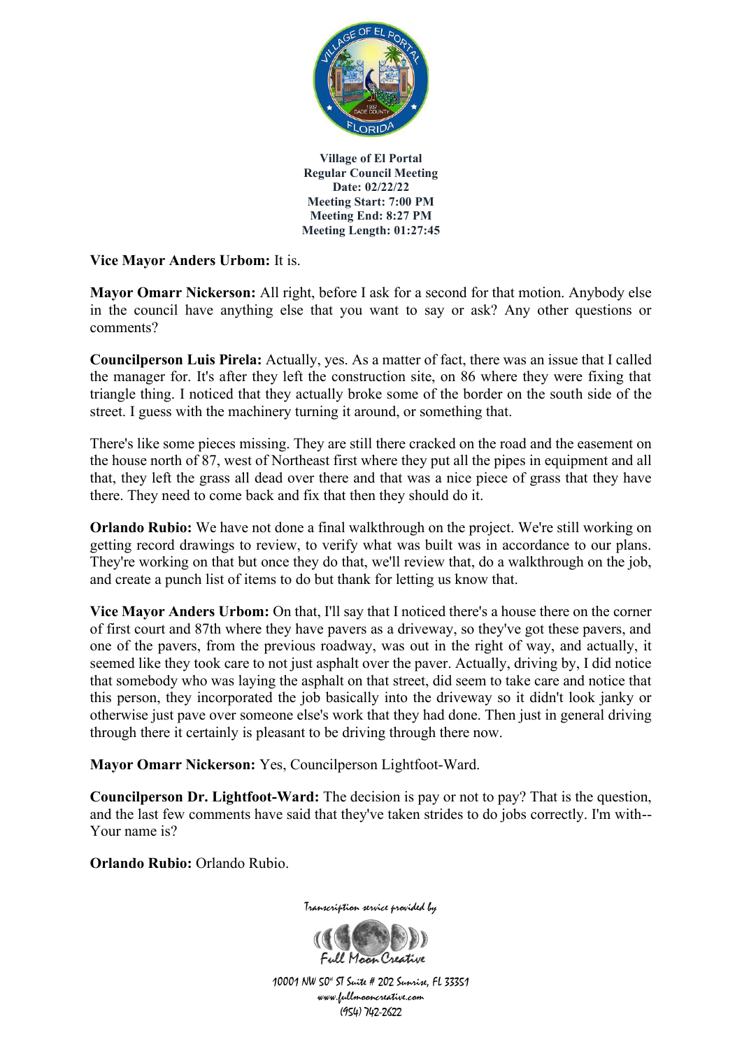**Vice Mayor Anders Urbom:** It is.

**Mayor Omarr Nickerson:** All right, before I ask for a second for that motion. Anybody else in the council have anything else that you want to say or ask? Any other questions or comments?

**Councilperson Luis Pirela:** Actually, yes. As a matter of fact, there was an issue that I called the manager for. It's after they left the construction site, on 86 where they were fixing that triangle thing. I noticed that they actually broke some of the border on the south side of the street. I guess with the machinery turning it around, or something that.

There's like some pieces missing. They are still there cracked on the road and the easement on the house north of 87, west of Northeast first where they put all the pipes in equipment and all that, they left the grass all dead over there and that was a nice piece of grass that they have there. They need to come back and fix that then they should do it.

**Orlando Rubio:** We have not done a final walkthrough on the project. We're still working on getting record drawings to review, to verify what was built was in accordance to our plans. They're working on that but once they do that, we'll review that, do a walkthrough on the job, and create a punch list of items to do but thank for letting us know that.

**Vice Mayor Anders Urbom:** On that, I'll say that I noticed there's a house there on the corner of first court and 87th where they have pavers as a driveway, so they've got these pavers, and one of the pavers, from the previous roadway, was out in the right of way, and actually, it seemed like they took care to not just asphalt over the paver. Actually, driving by, I did notice that somebody who was laying the asphalt on that street, did seem to take care and notice that this person, they incorporated the job basically into the driveway so it didn't look janky or otherwise just pave over someone else's work that they had done. Then just in general driving through there it certainly is pleasant to be driving through there now.

**Mayor Omarr Nickerson:** Yes, Councilperson Lightfoot-Ward.

**Councilperson Dr. Lightfoot-Ward:** The decision is pay or not to pay? That is the question, and the last few comments have said that they've taken strides to do jobs correctly. I'm with-- Your name is?

**Orlando Rubio:** Orlando Rubio.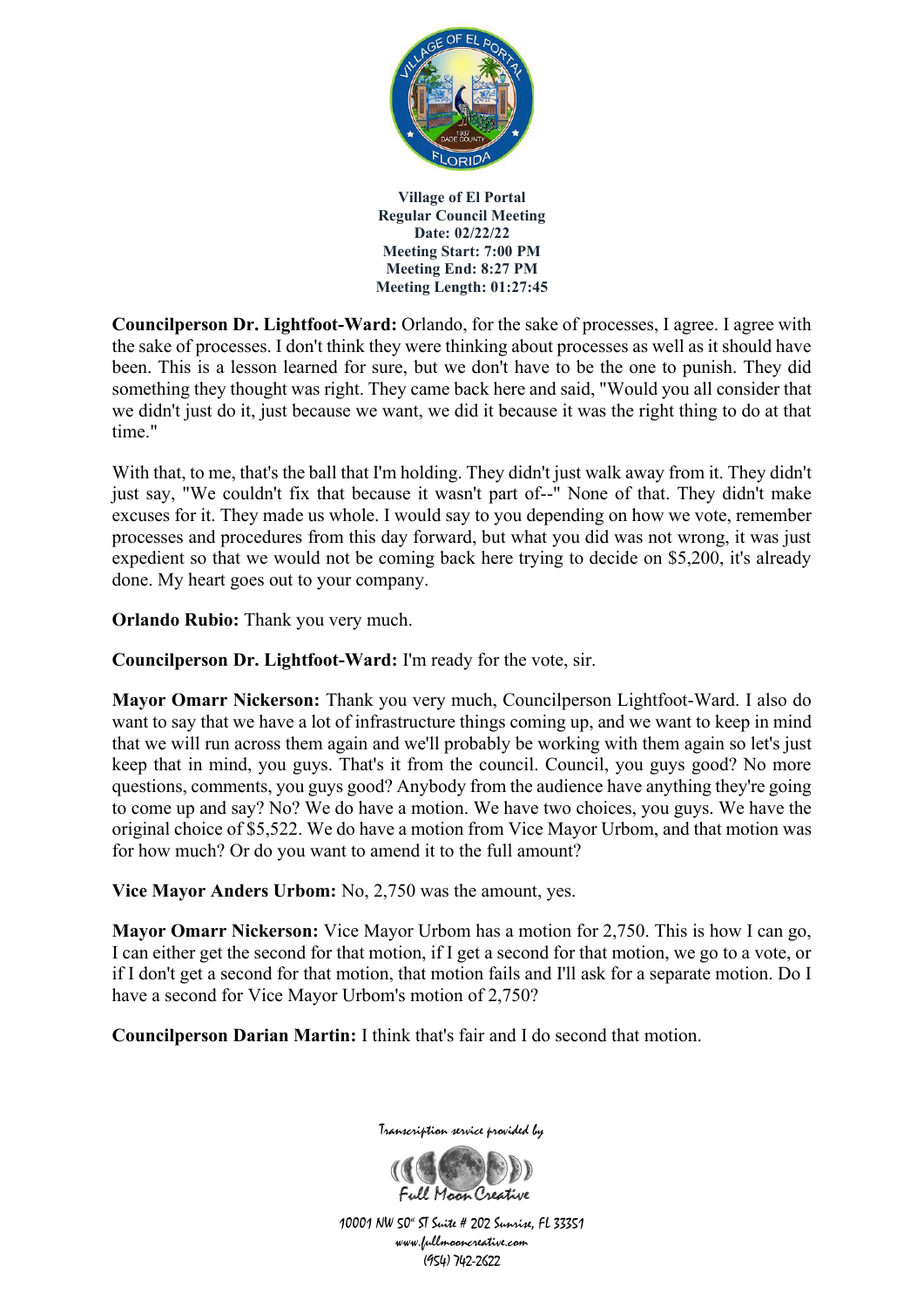**Councilperson Dr. Lightfoot-Ward:** Orlando, for the sake of processes, I agree. I agree with the sake of processes. I don't think they were thinking about processes as well as it should have been. This is a lesson learned for sure, but we don't have to be the one to punish. They did something they thought was right. They came back here and said, "Would you all consider that we didn't just do it, just because we want, we did it because it was the right thing to do at that time."

With that, to me, that's the ball that I'm holding. They didn't just walk away from it. They didn't just say, "We couldn't fix that because it wasn't part of--" None of that. They didn't make excuses for it. They made us whole. I would say to you depending on how we vote, remember processes and procedures from this day forward, but what you did was not wrong, it was just expedient so that we would not be coming back here trying to decide on $5,200, it's already done. My heart goes out to your company.

**Orlando Rubio:** Thank you very much.

**Councilperson Dr. Lightfoot-Ward:** I'm ready for the vote, sir.

**Mayor Omarr Nickerson:** Thank you very much, Councilperson Lightfoot-Ward. I also do want to say that we have a lot of infrastructure things coming up, and we want to keep in mind that we will run across them again and we'll probably be working with them again so let's just keep that in mind, you guys. That's it from the council. Council, you guys good? No more questions, comments, you guys good? Anybody from the audience have anything they're going to come up and say? No? We do have a motion. We have two choices, you guys. We have the original choice of $5,522. We do have a motion from Vice Mayor Urbom, and that motion was for how much? Or do you want to amend it to the full amount?

**Vice Mayor Anders Urbom:** No, 2,750 was the amount, yes.

**Mayor Omarr Nickerson:** Vice Mayor Urbom has a motion for 2,750. This is how I can go, I can either get the second for that motion, if I get a second for that motion, we go to a vote, or if I don't get a second for that motion, that motion fails and I'll ask for a separate motion. Do I have a second for Vice Mayor Urbom's motion of 2,750?

**Councilperson Darian Martin:** I think that's fair and I do second that motion.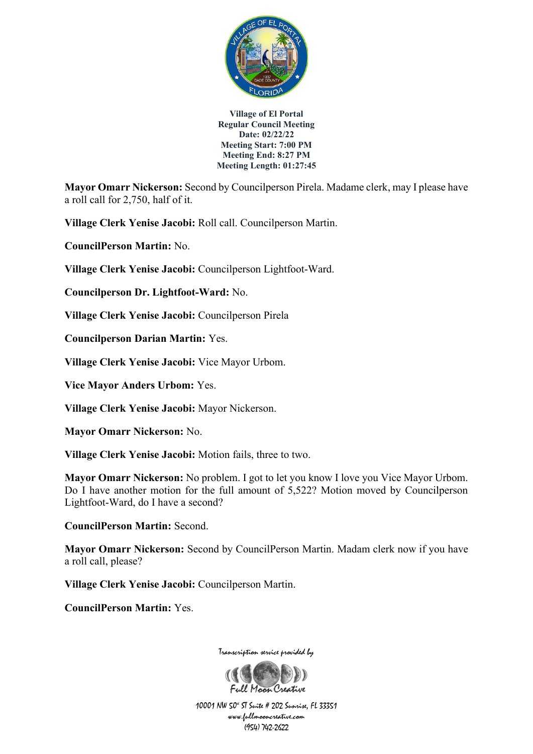**Village of El Portal**
**Regular Council Meeting**
**Date: 02/22/22**
**Meeting Start: 7:00 PM**
**Meeting End: 8:27 PM**
**Meeting Length: 01:27:45**

**Mayor Omarr Nickerson:** Second by Councilperson Pirela. Madame clerk, may I please have a roll call for 2,750, half of it.

**Village Clerk Yenise Jacobi:** Roll call. Councilperson Martin.

**CouncilPerson Martin:** No.

**Village Clerk Yenise Jacobi:** Councilperson Lightfoot-Ward.

**Councilperson Dr. Lightfoot-Ward:** No.

**Village Clerk Yenise Jacobi:** Councilperson Pirela

**Councilperson Darian Martin:** Yes.

**Village Clerk Yenise Jacobi:** Vice Mayor Urbom.

**Vice Mayor Anders Urbom:** Yes.

**Village Clerk Yenise Jacobi:** Mayor Nickerson.

**Mayor Omarr Nickerson:** No.

**Village Clerk Yenise Jacobi:** Motion fails, three to two.

**Mayor Omarr Nickerson:** No problem. I got to let you know I love you Vice Mayor Urbom. Do I have another motion for the full amount of 5,522? Motion moved by Councilperson Lightfoot-Ward, do I have a second?

**CouncilPerson Martin:** Second.

**Mayor Omarr Nickerson:** Second by CouncilPerson Martin. Madam clerk now if you have a roll call, please?

**Village Clerk Yenise Jacobi:** Councilperson Martin.

**CouncilPerson Martin:** Yes.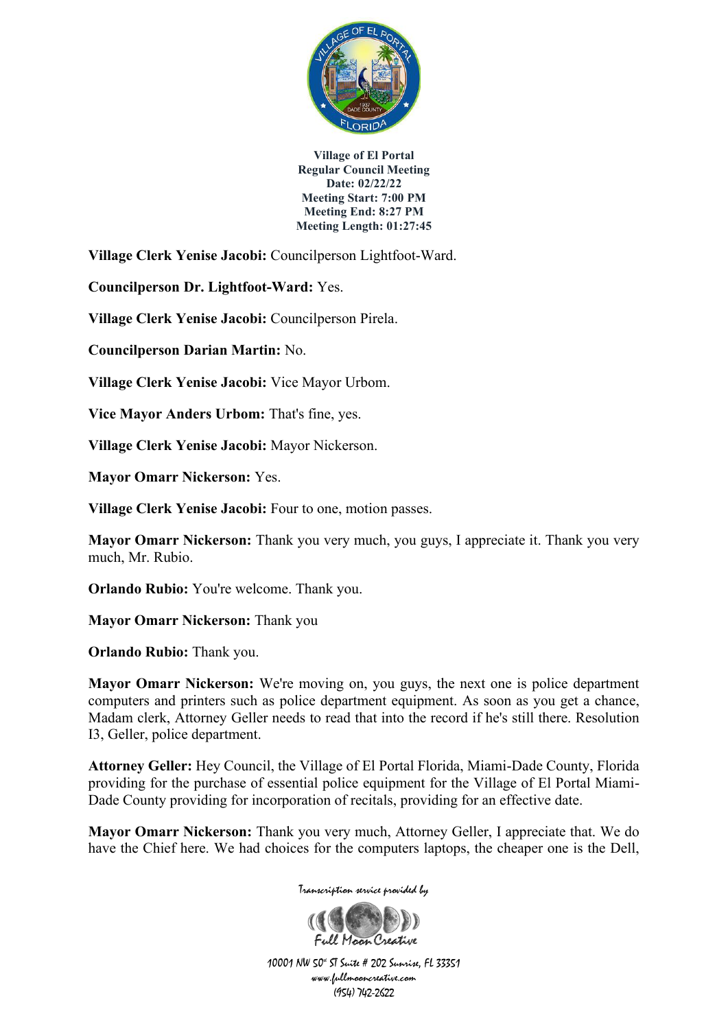**Village of El Portal**
**Regular Council Meeting**
**Date: 02/22/22**
**Meeting Start: 7:00 PM**
**Meeting End: 8:27 PM**
**Meeting Length: 01:27:45**

**Village Clerk Yenise Jacobi:** Councilperson Lightfoot-Ward.

**Councilperson Dr. Lightfoot-Ward:** Yes.

**Village Clerk Yenise Jacobi:** Councilperson Pirela.

**Councilperson Darian Martin:** No.

**Village Clerk Yenise Jacobi:** Vice Mayor Urbom.

**Vice Mayor Anders Urbom:** That's fine, yes.

**Village Clerk Yenise Jacobi:** Mayor Nickerson.

**Mayor Omarr Nickerson:** Yes.

**Village Clerk Yenise Jacobi:** Four to one, motion passes.

**Mayor Omarr Nickerson:** Thank you very much, you guys, I appreciate it. Thank you very much, Mr. Rubio.

**Orlando Rubio:** You're welcome. Thank you.

**Mayor Omarr Nickerson:** Thank you

**Orlando Rubio:** Thank you.

**Mayor Omarr Nickerson:** We're moving on, you guys, the next one is police department computers and printers such as police department equipment. As soon as you get a chance, Madam clerk, Attorney Geller needs to read that into the record if he's still there. Resolution I3, Geller, police department.

**Attorney Geller:** Hey Council, the Village of El Portal Florida, Miami-Dade County, Florida providing for the purchase of essential police equipment for the Village of El Portal Miami-Dade County providing for incorporation of recitals, providing for an effective date.

**Mayor Omarr Nickerson:** Thank you very much, Attorney Geller, I appreciate that. We do have the Chief here. We had choices for the computers laptops, the cheaper one is the Dell,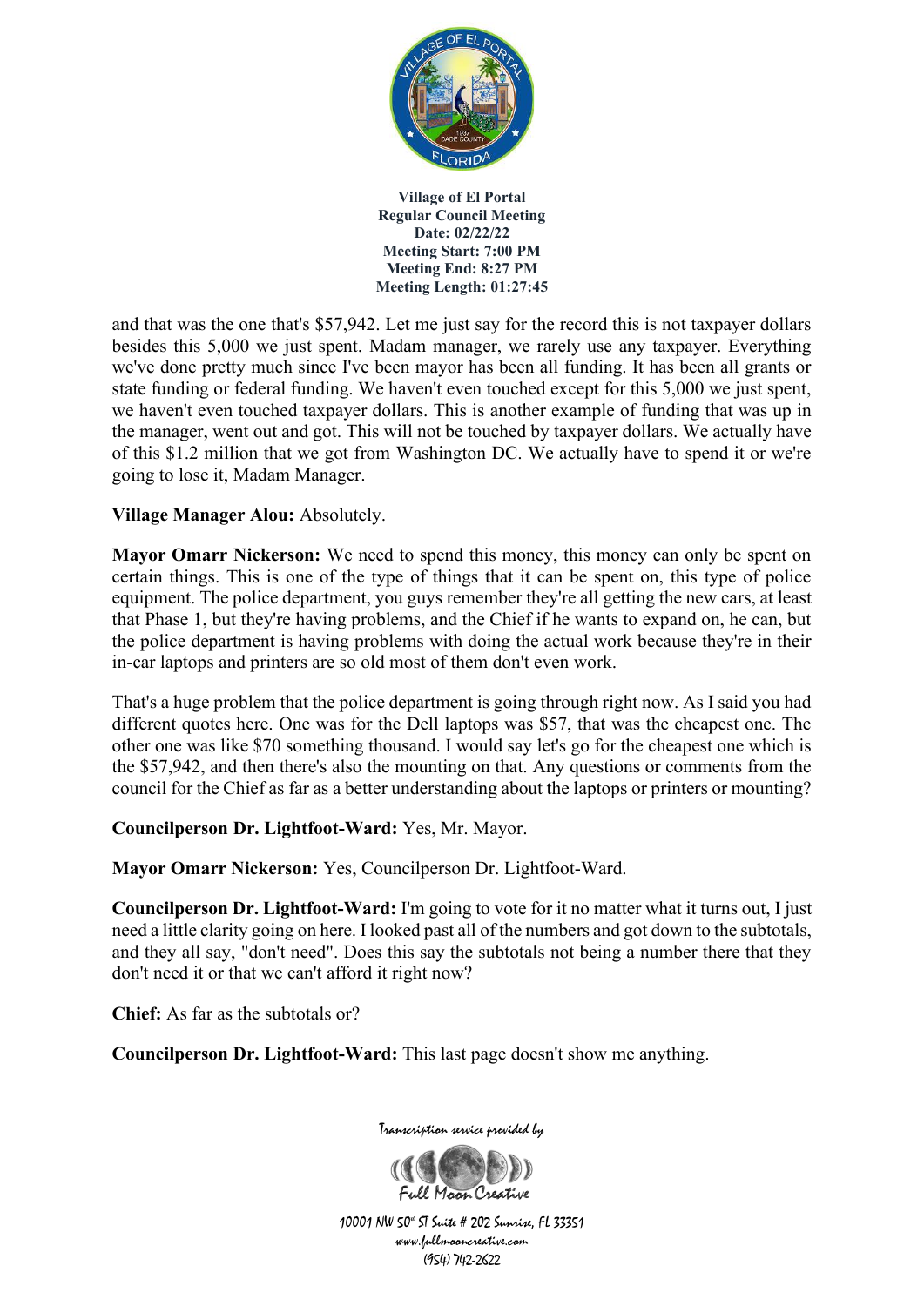and that was the one that's $57,942. Let me just say for the record this is not taxpayer dollars besides this 5,000 we just spent. Madam manager, we rarely use any taxpayer. Everything we've done pretty much since I've been mayor has been all funding. It has been all grants or state funding or federal funding. We haven't even touched except for this 5,000 we just spent, we haven't even touched taxpayer dollars. This is another example of funding that was up in the manager, went out and got. This will not be touched by taxpayer dollars. We actually have of this $1.2 million that we got from Washington DC. We actually have to spend it or we're going to lose it, Madam Manager.

**Village Manager Alou:** Absolutely.

**Mayor Omarr Nickerson:** We need to spend this money, this money can only be spent on certain things. This is one of the type of things that it can be spent on, this type of police equipment. The police department, you guys remember they're all getting the new cars, at least that Phase 1, but they're having problems, and the Chief if he wants to expand on, he can, but the police department is having problems with doing the actual work because they're in their in-car laptops and printers are so old most of them don't even work.

That's a huge problem that the police department is going through right now. As I said you had different quotes here. One was for the Dell laptops was $57, that was the cheapest one. The other one was like $70 something thousand. I would say let's go for the cheapest one which is the $57,942, and then there's also the mounting on that. Any questions or comments from the council for the Chief as far as a better understanding about the laptops or printers or mounting?

**Councilperson Dr. Lightfoot-Ward:** Yes, Mr. Mayor.

**Mayor Omarr Nickerson:** Yes, Councilperson Dr. Lightfoot-Ward.

**Councilperson Dr. Lightfoot-Ward:** I'm going to vote for it no matter what it turns out, I just need a little clarity going on here. I looked past all of the numbers and got down to the subtotals, and they all say, "don't need". Does this say the subtotals not being a number there that they don't need it or that we can't afford it right now?

**Chief:** As far as the subtotals or?

**Councilperson Dr. Lightfoot-Ward:** This last page doesn't show me anything.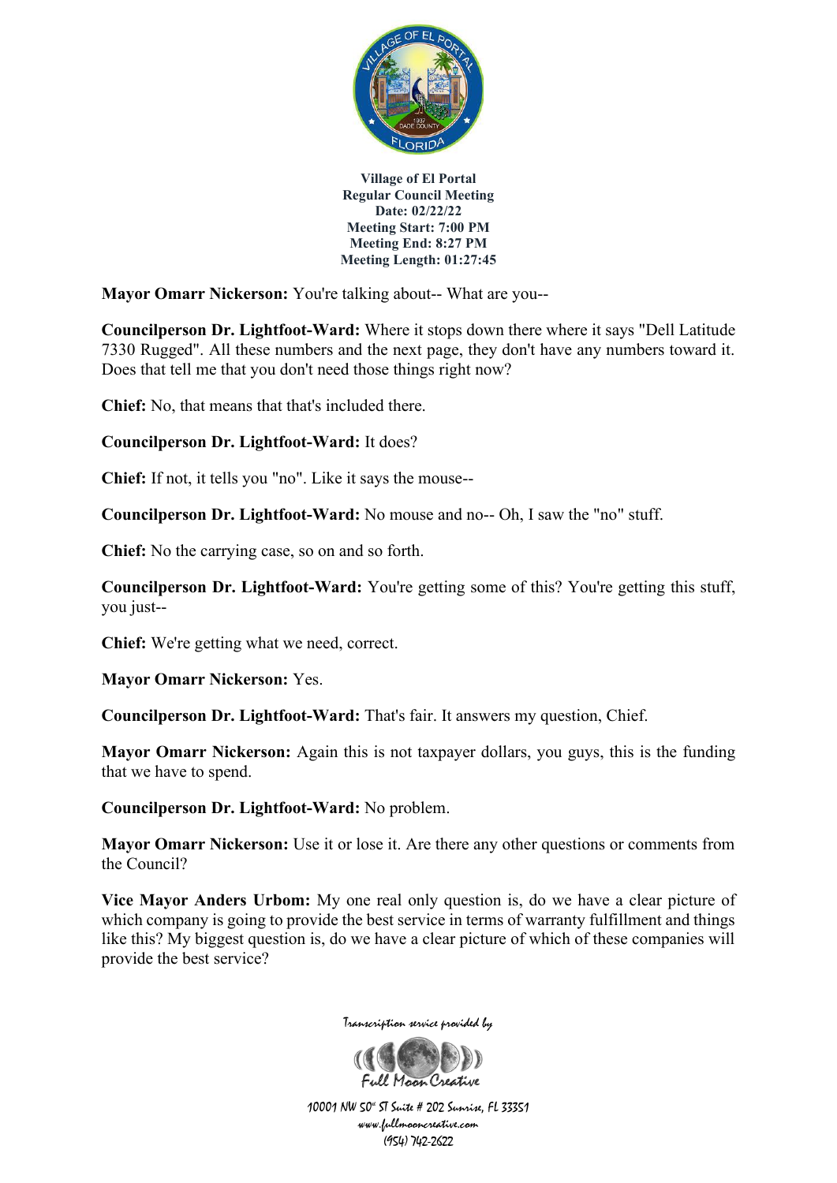**Mayor Omarr Nickerson:** You're talking about-- What are you--

**Councilperson Dr. Lightfoot-Ward:** Where it stops down there where it says "Dell Latitude 7330 Rugged". All these numbers and the next page, they don't have any numbers toward it. Does that tell me that you don't need those things right now?

**Chief:** No, that means that that's included there.

**Councilperson Dr. Lightfoot-Ward:** It does?

**Chief:** If not, it tells you "no". Like it says the mouse--

**Councilperson Dr. Lightfoot-Ward:** No mouse and no-- Oh, I saw the "no" stuff.

**Chief:** No the carrying case, so on and so forth.

**Councilperson Dr. Lightfoot-Ward:** You're getting some of this? You're getting this stuff, you just--

**Chief:** We're getting what we need, correct.

**Mayor Omarr Nickerson:** Yes.

**Councilperson Dr. Lightfoot-Ward:** That's fair. It answers my question, Chief.

**Mayor Omarr Nickerson:** Again this is not taxpayer dollars, you guys, this is the funding that we have to spend.

**Councilperson Dr. Lightfoot-Ward:** No problem.

**Mayor Omarr Nickerson:** Use it or lose it. Are there any other questions or comments from the Council?

**Vice Mayor Anders Urbom:** My one real only question is, do we have a clear picture of which company is going to provide the best service in terms of warranty fulfillment and things like this? My biggest question is, do we have a clear picture of which of these companies will provide the best service?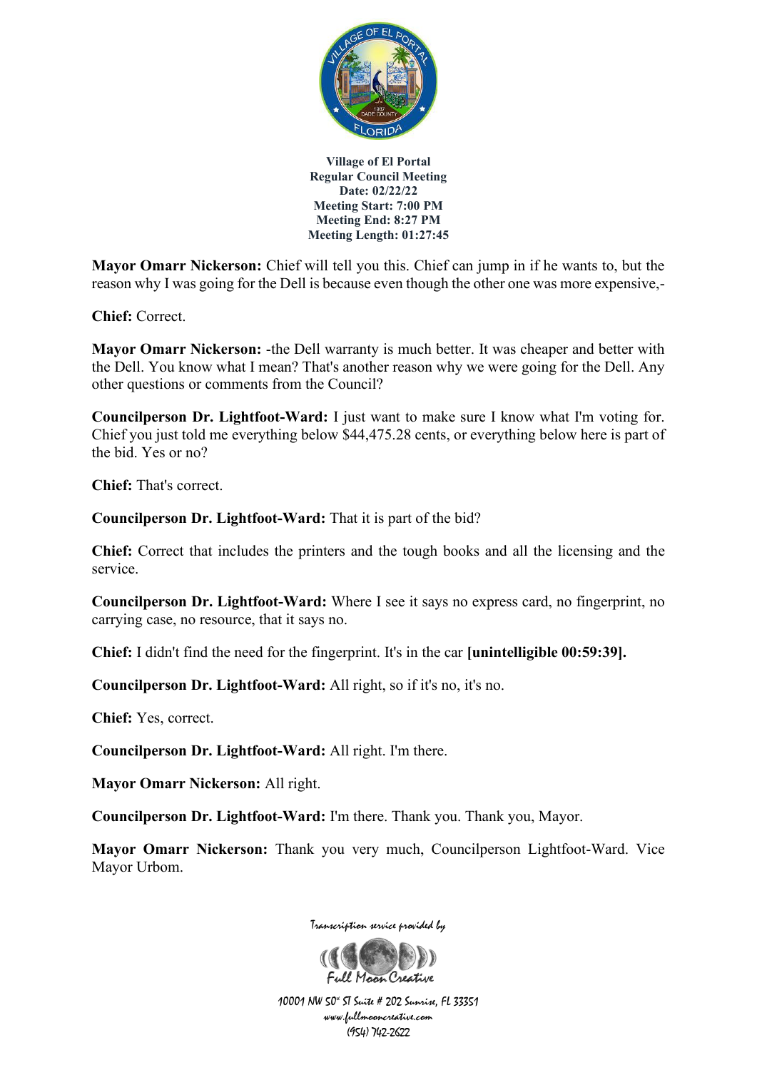**Village of El Portal**
**Regular Council Meeting**
**Date: 02/22/22**
**Meeting Start: 7:00 PM**
**Meeting End: 8:27 PM**
**Meeting Length: 01:27:45**

**Mayor Omarr Nickerson:** Chief will tell you this. Chief can jump in if he wants to, but the reason why I was going for the Dell is because even though the other one was more expensive,-

**Chief:** Correct.

**Mayor Omarr Nickerson:** -the Dell warranty is much better. It was cheaper and better with the Dell. You know what I mean? That's another reason why we were going for the Dell. Any other questions or comments from the Council?

**Councilperson Dr. Lightfoot-Ward:** I just want to make sure I know what I'm voting for. Chief you just told me everything below $44,475.28 cents, or everything below here is part of the bid. Yes or no?

**Chief:** That's correct.

**Councilperson Dr. Lightfoot-Ward:** That it is part of the bid?

**Chief:** Correct that includes the printers and the tough books and all the licensing and the service.

**Councilperson Dr. Lightfoot-Ward:** Where I see it says no express card, no fingerprint, no carrying case, no resource, that it says no.

**Chief:** I didn't find the need for the fingerprint. It's in the car **[unintelligible 00:59:39].**

**Councilperson Dr. Lightfoot-Ward:** All right, so if it's no, it's no.

**Chief:** Yes, correct.

**Councilperson Dr. Lightfoot-Ward:** All right. I'm there.

**Mayor Omarr Nickerson:** All right.

**Councilperson Dr. Lightfoot-Ward:** I'm there. Thank you. Thank you, Mayor.

**Mayor Omarr Nickerson:** Thank you very much, Councilperson Lightfoot-Ward. Vice Mayor Urbom.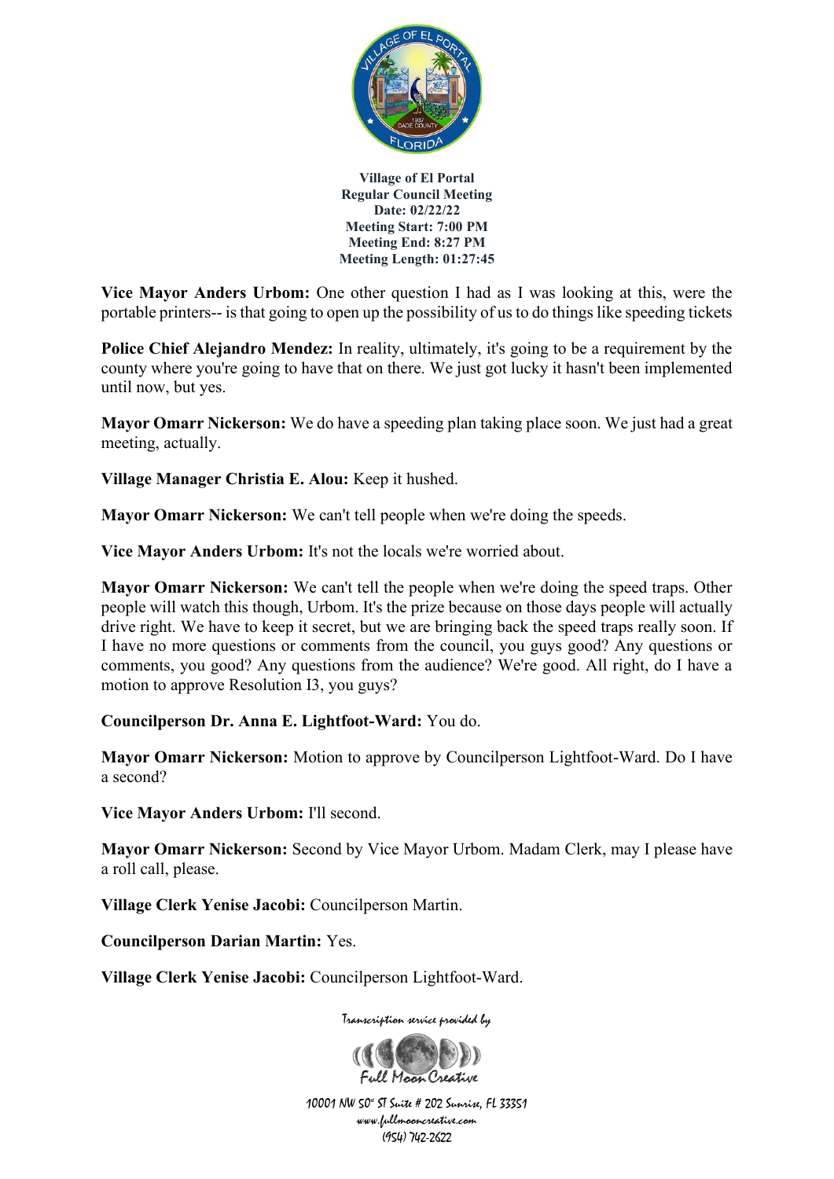**Village of El Portal**
**Regular Council Meeting**
**Date: 02/22/22**
**Meeting Start: 7:00 PM**
**Meeting End: 8:27 PM**
**Meeting Length: 01:27:45**

**Vice Mayor Anders Urbom:** One other question I had as I was looking at this, were the portable printers-- is that going to open up the possibility of us to do things like speeding tickets

**Police Chief Alejandro Mendez:** In reality, ultimately, it's going to be a requirement by the county where you're going to have that on there. We just got lucky it hasn't been implemented until now, but yes.

**Mayor Omarr Nickerson:** We do have a speeding plan taking place soon. We just had a great meeting, actually.

**Village Manager Christia E. Alou:** Keep it hushed.

**Mayor Omarr Nickerson:** We can't tell people when we're doing the speeds.

**Vice Mayor Anders Urbom:** It's not the locals we're worried about.

**Mayor Omarr Nickerson:** We can't tell the people when we're doing the speed traps. Other people will watch this though, Urbom. It's the prize because on those days people will actually drive right. We have to keep it secret, but we are bringing back the speed traps really soon. If I have no more questions or comments from the council, you guys good? Any questions or comments, you good? Any questions from the audience? We're good. All right, do I have a motion to approve Resolution I3, you guys?

**Councilperson Dr. Anna E. Lightfoot-Ward:** You do.

**Mayor Omarr Nickerson:** Motion to approve by Councilperson Lightfoot-Ward. Do I have a second?

**Vice Mayor Anders Urbom:** I'll second.

**Mayor Omarr Nickerson:** Second by Vice Mayor Urbom. Madam Clerk, may I please have a roll call, please.

**Village Clerk Yenise Jacobi:** Councilperson Martin.

**Councilperson Darian Martin:** Yes.

**Village Clerk Yenise Jacobi:** Councilperson Lightfoot-Ward.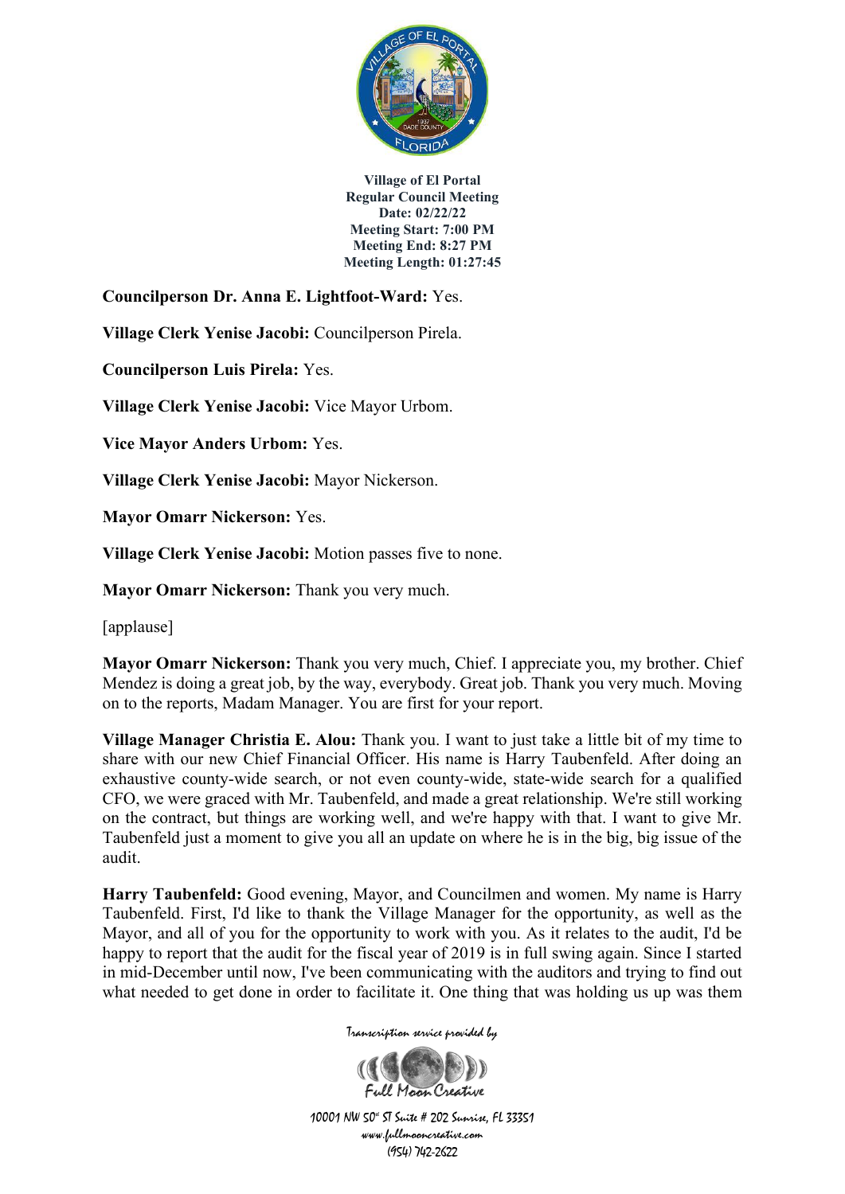**Councilperson Dr. Anna E. Lightfoot-Ward:** Yes.

**Village Clerk Yenise Jacobi:** Councilperson Pirela.

**Councilperson Luis Pirela:** Yes.

**Village Clerk Yenise Jacobi:** Vice Mayor Urbom.

**Vice Mayor Anders Urbom:** Yes.

**Village Clerk Yenise Jacobi:** Mayor Nickerson.

**Mayor Omarr Nickerson:** Yes.

**Village Clerk Yenise Jacobi:** Motion passes five to none.

**Mayor Omarr Nickerson:** Thank you very much.

[applause]

**Mayor Omarr Nickerson:** Thank you very much, Chief. I appreciate you, my brother. Chief Mendez is doing a great job, by the way, everybody. Great job. Thank you very much. Moving on to the reports, Madam Manager. You are first for your report.

**Village Manager Christia E. Alou:** Thank you. I want to just take a little bit of my time to share with our new Chief Financial Officer. His name is Harry Taubenfeld. After doing an exhaustive county-wide search, or not even county-wide, state-wide search for a qualified CFO, we were graced with Mr. Taubenfeld, and made a great relationship. We're still working on the contract, but things are working well, and we're happy with that. I want to give Mr. Taubenfeld just a moment to give you all an update on where he is in the big, big issue of the audit.

**Harry Taubenfeld:** Good evening, Mayor, and Councilmen and women. My name is Harry Taubenfeld. First, I'd like to thank the Village Manager for the opportunity, as well as the Mayor, and all of you for the opportunity to work with you. As it relates to the audit, I'd be happy to report that the audit for the fiscal year of 2019 is in full swing again. Since I started in mid-December until now, I've been communicating with the auditors and trying to find out what needed to get done in order to facilitate it. One thing that was holding us up was them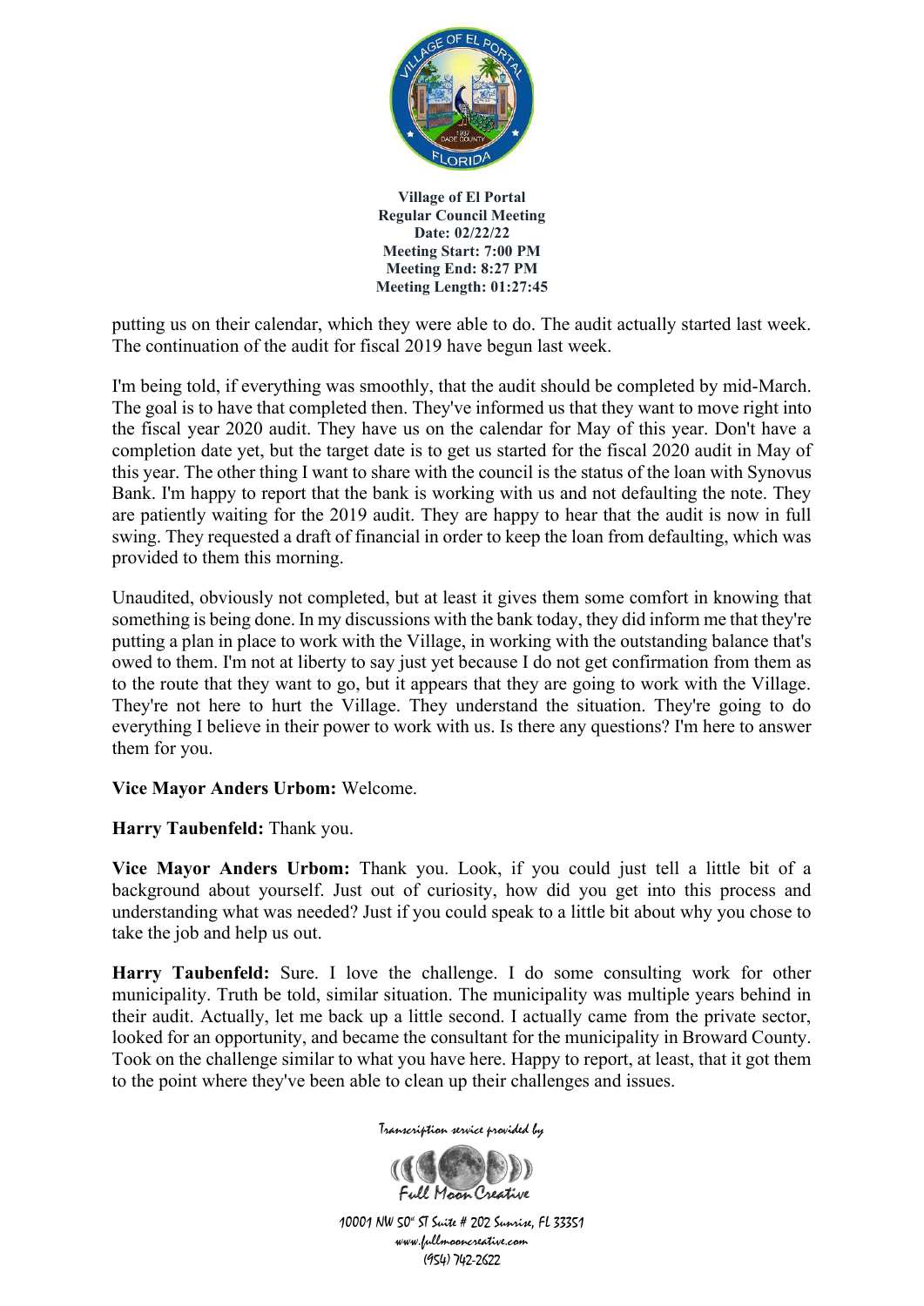putting us on their calendar, which they were able to do. The audit actually started last week. The continuation of the audit for fiscal 2019 have begun last week.

I'm being told, if everything was smoothly, that the audit should be completed by mid-March. The goal is to have that completed then. They've informed us that they want to move right into the fiscal year 2020 audit. They have us on the calendar for May of this year. Don't have a completion date yet, but the target date is to get us started for the fiscal 2020 audit in May of this year. The other thing I want to share with the council is the status of the loan with Synovus Bank. I'm happy to report that the bank is working with us and not defaulting the note. They are patiently waiting for the 2019 audit. They are happy to hear that the audit is now in full swing. They requested a draft of financial in order to keep the loan from defaulting, which was provided to them this morning.

Unaudited, obviously not completed, but at least it gives them some comfort in knowing that something is being done. In my discussions with the bank today, they did inform me that they're putting a plan in place to work with the Village, in working with the outstanding balance that's owed to them. I'm not at liberty to say just yet because I do not get confirmation from them as to the route that they want to go, but it appears that they are going to work with the Village. They're not here to hurt the Village. They understand the situation. They're going to do everything I believe in their power to work with us. Is there any questions? I'm here to answer them for you.

**Vice Mayor Anders Urbom:** Welcome.

**Harry Taubenfeld:** Thank you.

**Vice Mayor Anders Urbom:** Thank you. Look, if you could just tell a little bit of a background about yourself. Just out of curiosity, how did you get into this process and understanding what was needed? Just if you could speak to a little bit about why you chose to take the job and help us out.

**Harry Taubenfeld:** Sure. I love the challenge. I do some consulting work for other municipality. Truth be told, similar situation. The municipality was multiple years behind in their audit. Actually, let me back up a little second. I actually came from the private sector, looked for an opportunity, and became the consultant for the municipality in Broward County. Took on the challenge similar to what you have here. Happy to report, at least, that it got them to the point where they've been able to clean up their challenges and issues.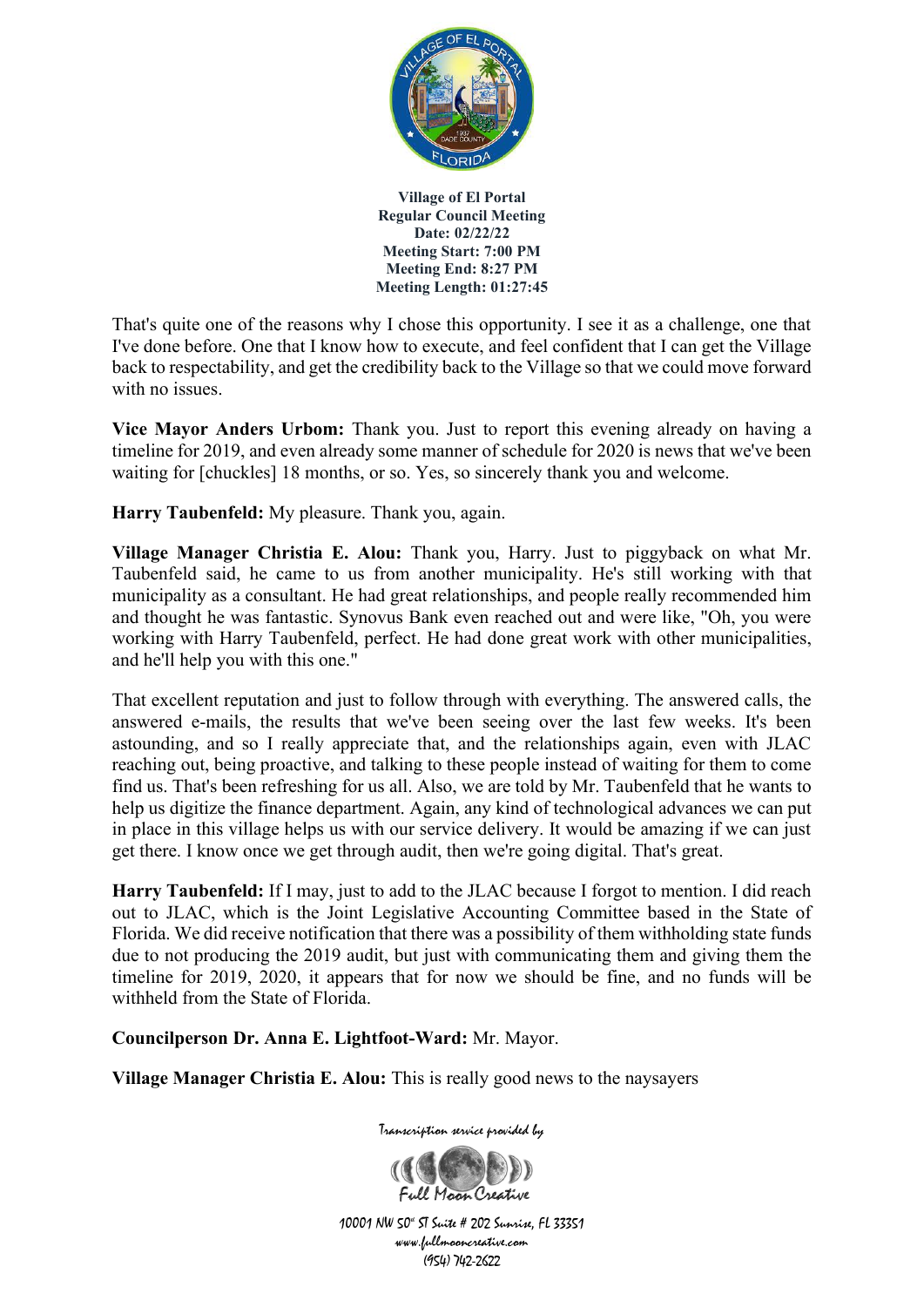That's quite one of the reasons why I chose this opportunity. I see it as a challenge, one that I've done before. One that I know how to execute, and feel confident that I can get the Village back to respectability, and get the credibility back to the Village so that we could move forward with no issues.

**Vice Mayor Anders Urbom:** Thank you. Just to report this evening already on having a timeline for 2019, and even already some manner of schedule for 2020 is news that we've been waiting for [chuckles] 18 months, or so. Yes, so sincerely thank you and welcome.

**Harry Taubenfeld:** My pleasure. Thank you, again.

**Village Manager Christia E. Alou:** Thank you, Harry. Just to piggyback on what Mr. Taubenfeld said, he came to us from another municipality. He's still working with that municipality as a consultant. He had great relationships, and people really recommended him and thought he was fantastic. Synovus Bank even reached out and were like, "Oh, you were working with Harry Taubenfeld, perfect. He had done great work with other municipalities, and he'll help you with this one."

That excellent reputation and just to follow through with everything. The answered calls, the answered e-mails, the results that we've been seeing over the last few weeks. It's been astounding, and so I really appreciate that, and the relationships again, even with JLAC reaching out, being proactive, and talking to these people instead of waiting for them to come find us. That's been refreshing for us all. Also, we are told by Mr. Taubenfeld that he wants to help us digitize the finance department. Again, any kind of technological advances we can put in place in this village helps us with our service delivery. It would be amazing if we can just get there. I know once we get through audit, then we're going digital. That's great.

**Harry Taubenfeld:** If I may, just to add to the JLAC because I forgot to mention. I did reach out to JLAC, which is the Joint Legislative Accounting Committee based in the State of Florida. We did receive notification that there was a possibility of them withholding state funds due to not producing the 2019 audit, but just with communicating them and giving them the timeline for 2019, 2020, it appears that for now we should be fine, and no funds will be withheld from the State of Florida.

**Councilperson Dr. Anna E. Lightfoot-Ward:** Mr. Mayor.

**Village Manager Christia E. Alou:** This is really good news to the naysayers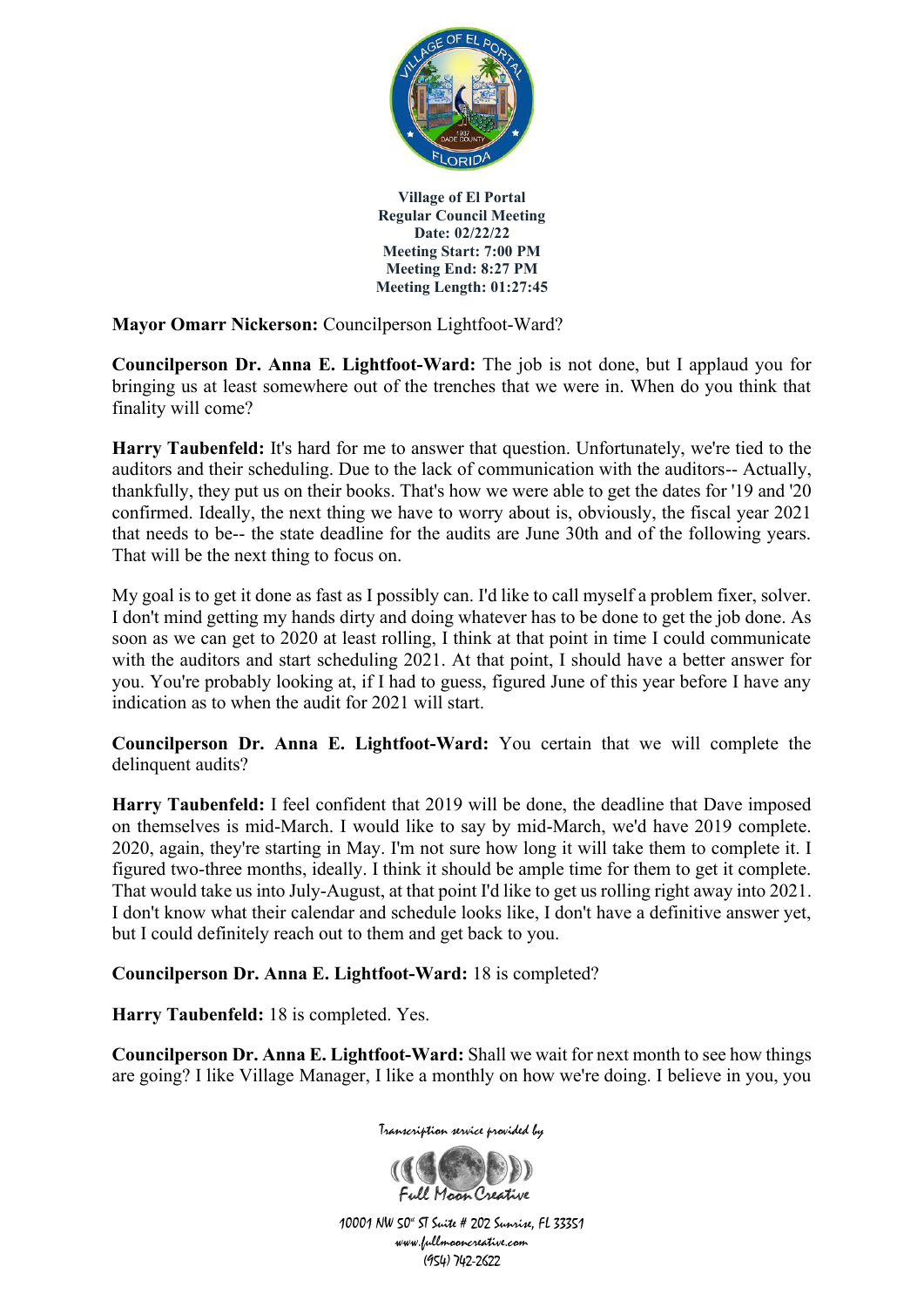**Village of El Portal**
**Regular Council Meeting**
**Date: 02/22/22**
**Meeting Start: 7:00 PM**
**Meeting End: 8:27 PM**
**Meeting Length: 01:27:45**

**Mayor Omarr Nickerson:** Councilperson Lightfoot-Ward?

**Councilperson Dr. Anna E. Lightfoot-Ward:** The job is not done, but I applaud you for bringing us at least somewhere out of the trenches that we were in. When do you think that finality will come?

**Harry Taubenfeld:** It's hard for me to answer that question. Unfortunately, we're tied to the auditors and their scheduling. Due to the lack of communication with the auditors-- Actually, thankfully, they put us on their books. That's how we were able to get the dates for '19 and '20 confirmed. Ideally, the next thing we have to worry about is, obviously, the fiscal year 2021 that needs to be-- the state deadline for the audits are June 30th and of the following years. That will be the next thing to focus on.

My goal is to get it done as fast as I possibly can. I'd like to call myself a problem fixer, solver. I don't mind getting my hands dirty and doing whatever has to be done to get the job done. As soon as we can get to 2020 at least rolling, I think at that point in time I could communicate with the auditors and start scheduling 2021. At that point, I should have a better answer for you. You're probably looking at, if I had to guess, figured June of this year before I have any indication as to when the audit for 2021 will start.

**Councilperson Dr. Anna E. Lightfoot-Ward:** You certain that we will complete the delinquent audits?

**Harry Taubenfeld:** I feel confident that 2019 will be done, the deadline that Dave imposed on themselves is mid-March. I would like to say by mid-March, we'd have 2019 complete. 2020, again, they're starting in May. I'm not sure how long it will take them to complete it. I figured two-three months, ideally. I think it should be ample time for them to get it complete. That would take us into July-August, at that point I'd like to get us rolling right away into 2021. I don't know what their calendar and schedule looks like, I don't have a definitive answer yet, but I could definitely reach out to them and get back to you.

**Councilperson Dr. Anna E. Lightfoot-Ward:** 18 is completed?

**Harry Taubenfeld:** 18 is completed. Yes.

**Councilperson Dr. Anna E. Lightfoot-Ward:** Shall we wait for next month to see how things are going? I like Village Manager, I like a monthly on how we're doing. I believe in you, you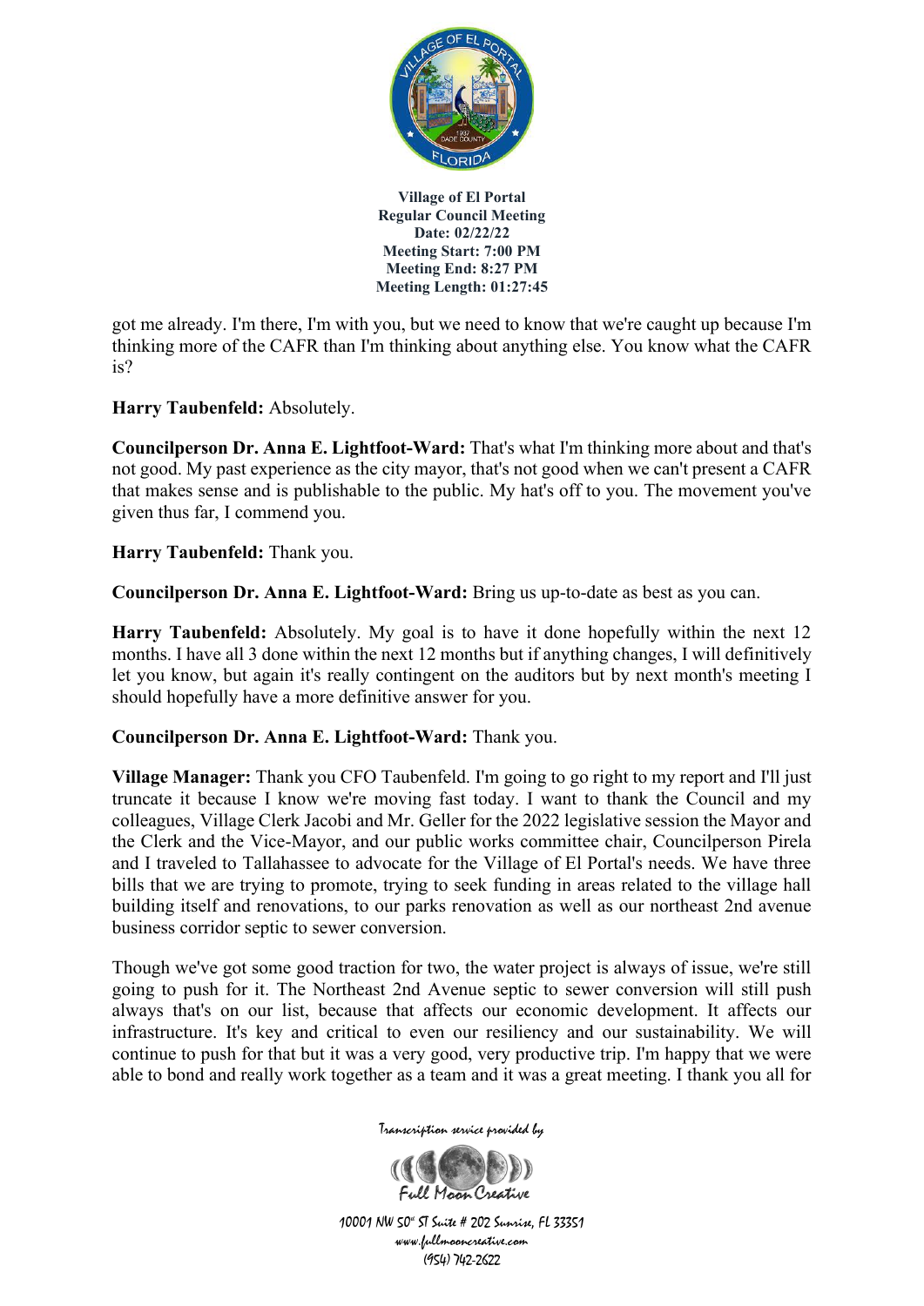got me already. I'm there, I'm with you, but we need to know that we're caught up because I'm thinking more of the CAFR than I'm thinking about anything else. You know what the CAFR is?

**Harry Taubenfeld:** Absolutely.

**Councilperson Dr. Anna E. Lightfoot-Ward:** That's what I'm thinking more about and that's not good. My past experience as the city mayor, that's not good when we can't present a CAFR that makes sense and is publishable to the public. My hat's off to you. The movement you've given thus far, I commend you.

**Harry Taubenfeld:** Thank you.

**Councilperson Dr. Anna E. Lightfoot-Ward:** Bring us up-to-date as best as you can.

**Harry Taubenfeld:** Absolutely. My goal is to have it done hopefully within the next 12 months. I have all 3 done within the next 12 months but if anything changes, I will definitively let you know, but again it's really contingent on the auditors but by next month's meeting I should hopefully have a more definitive answer for you.

**Councilperson Dr. Anna E. Lightfoot-Ward:** Thank you.

**Village Manager:** Thank you CFO Taubenfeld. I'm going to go right to my report and I'll just truncate it because I know we're moving fast today. I want to thank the Council and my colleagues, Village Clerk Jacobi and Mr. Geller for the 2022 legislative session the Mayor and the Clerk and the Vice-Mayor, and our public works committee chair, Councilperson Pirela and I traveled to Tallahassee to advocate for the Village of El Portal's needs. We have three bills that we are trying to promote, trying to seek funding in areas related to the village hall building itself and renovations, to our parks renovation as well as our northeast 2nd avenue business corridor septic to sewer conversion.

Though we've got some good traction for two, the water project is always of issue, we're still going to push for it. The Northeast 2nd Avenue septic to sewer conversion will still push always that's on our list, because that affects our economic development. It affects our infrastructure. It's key and critical to even our resiliency and our sustainability. We will continue to push for that but it was a very good, very productive trip. I'm happy that we were able to bond and really work together as a team and it was a great meeting. I thank you all for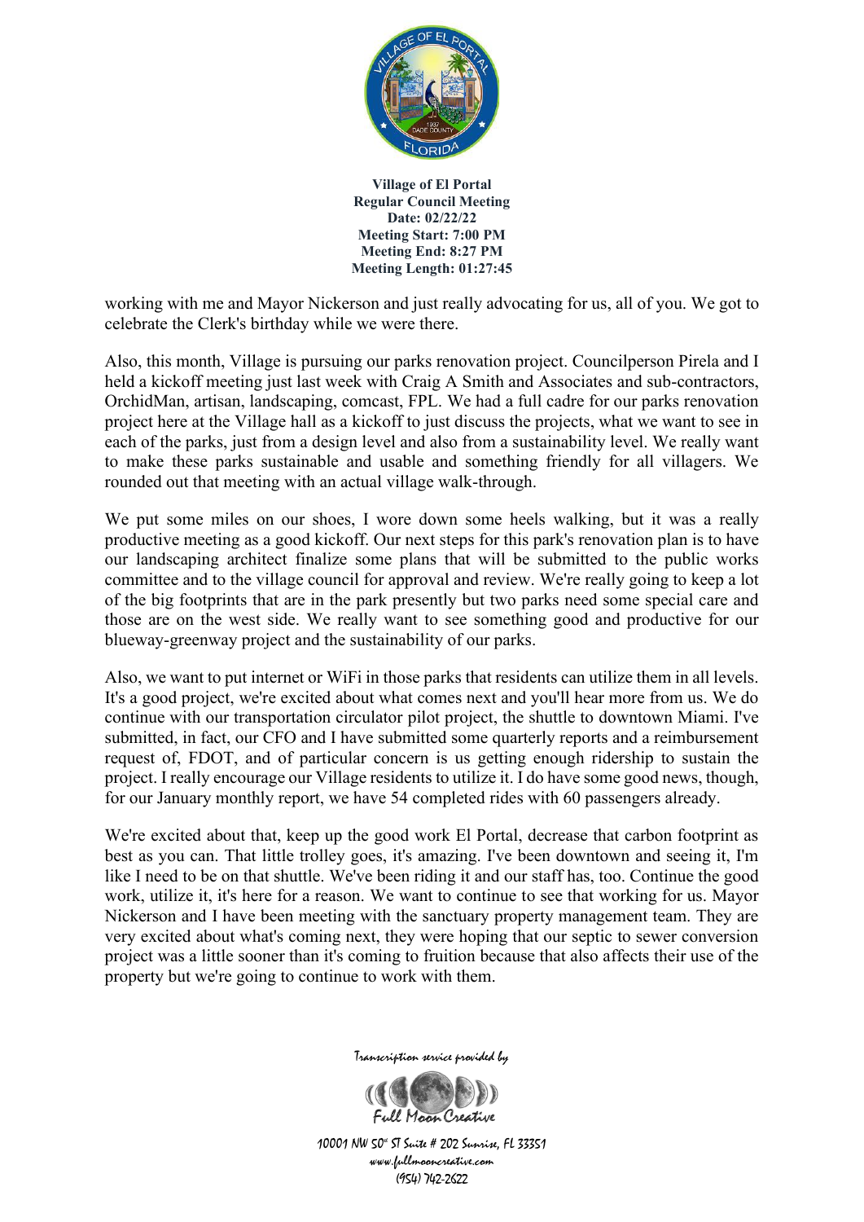working with me and Mayor Nickerson and just really advocating for us, all of you. We got to celebrate the Clerk's birthday while we were there.

Also, this month, Village is pursuing our parks renovation project. Councilperson Pirela and I held a kickoff meeting just last week with Craig A Smith and Associates and sub-contractors, OrchidMan, artisan, landscaping, comcast, FPL. We had a full cadre for our parks renovation project here at the Village hall as a kickoff to just discuss the projects, what we want to see in each of the parks, just from a design level and also from a sustainability level. We really want to make these parks sustainable and usable and something friendly for all villagers. We rounded out that meeting with an actual village walk-through.

We put some miles on our shoes, I wore down some heels walking, but it was a really productive meeting as a good kickoff. Our next steps for this park's renovation plan is to have our landscaping architect finalize some plans that will be submitted to the public works committee and to the village council for approval and review. We're really going to keep a lot of the big footprints that are in the park presently but two parks need some special care and those are on the west side. We really want to see something good and productive for our blueway-greenway project and the sustainability of our parks.

Also, we want to put internet or WiFi in those parks that residents can utilize them in all levels. It's a good project, we're excited about what comes next and you'll hear more from us. We do continue with our transportation circulator pilot project, the shuttle to downtown Miami. I've submitted, in fact, our CFO and I have submitted some quarterly reports and a reimbursement request of, FDOT, and of particular concern is us getting enough ridership to sustain the project. I really encourage our Village residents to utilize it. I do have some good news, though, for our January monthly report, we have 54 completed rides with 60 passengers already.

We're excited about that, keep up the good work El Portal, decrease that carbon footprint as best as you can. That little trolley goes, it's amazing. I've been downtown and seeing it, I'm like I need to be on that shuttle. We've been riding it and our staff has, too. Continue the good work, utilize it, it's here for a reason. We want to continue to see that working for us. Mayor Nickerson and I have been meeting with the sanctuary property management team. They are very excited about what's coming next, they were hoping that our septic to sewer conversion project was a little sooner than it's coming to fruition because that also affects their use of the property but we're going to continue to work with them.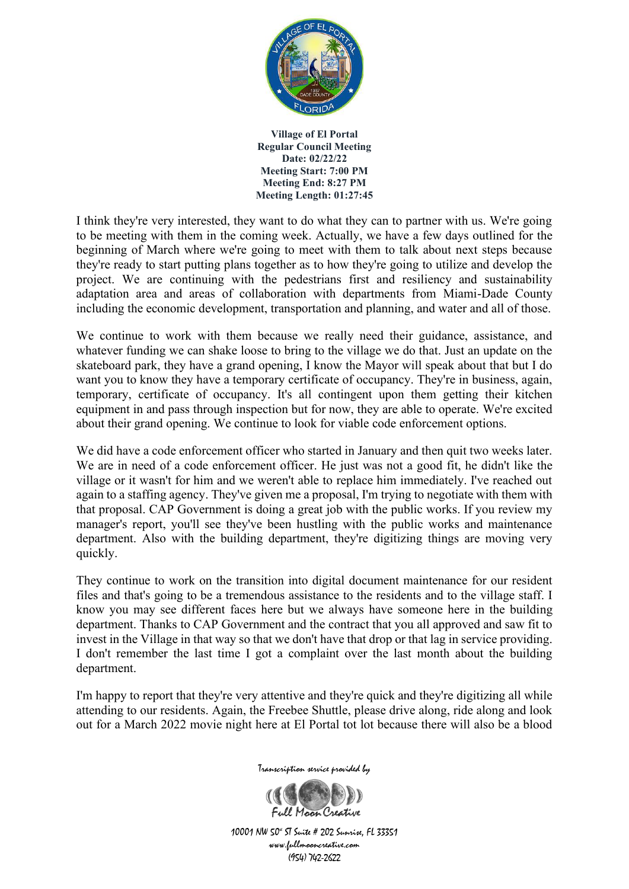I think they're very interested, they want to do what they can to partner with us. We're going to be meeting with them in the coming week. Actually, we have a few days outlined for the beginning of March where we're going to meet with them to talk about next steps because they're ready to start putting plans together as to how they're going to utilize and develop the project. We are continuing with the pedestrians first and resiliency and sustainability adaptation area and areas of collaboration with departments from Miami-Dade County including the economic development, transportation and planning, and water and all of those.

We continue to work with them because we really need their guidance, assistance, and whatever funding we can shake loose to bring to the village we do that. Just an update on the skateboard park, they have a grand opening, I know the Mayor will speak about that but I do want you to know they have a temporary certificate of occupancy. They're in business, again, temporary, certificate of occupancy. It's all contingent upon them getting their kitchen equipment in and pass through inspection but for now, they are able to operate. We're excited about their grand opening. We continue to look for viable code enforcement options.

We did have a code enforcement officer who started in January and then quit two weeks later. We are in need of a code enforcement officer. He just was not a good fit, he didn't like the village or it wasn't for him and we weren't able to replace him immediately. I've reached out again to a staffing agency. They've given me a proposal, I'm trying to negotiate with them with that proposal. CAP Government is doing a great job with the public works. If you review my manager's report, you'll see they've been hustling with the public works and maintenance department. Also with the building department, they're digitizing things are moving very quickly.

They continue to work on the transition into digital document maintenance for our resident files and that's going to be a tremendous assistance to the residents and to the village staff. I know you may see different faces here but we always have someone here in the building department. Thanks to CAP Government and the contract that you all approved and saw fit to invest in the Village in that way so that we don't have that drop or that lag in service providing. I don't remember the last time I got a complaint over the last month about the building department.

I'm happy to report that they're very attentive and they're quick and they're digitizing all while attending to our residents. Again, the Freebee Shuttle, please drive along, ride along and look out for a March 2022 movie night here at El Portal tot lot because there will also be a blood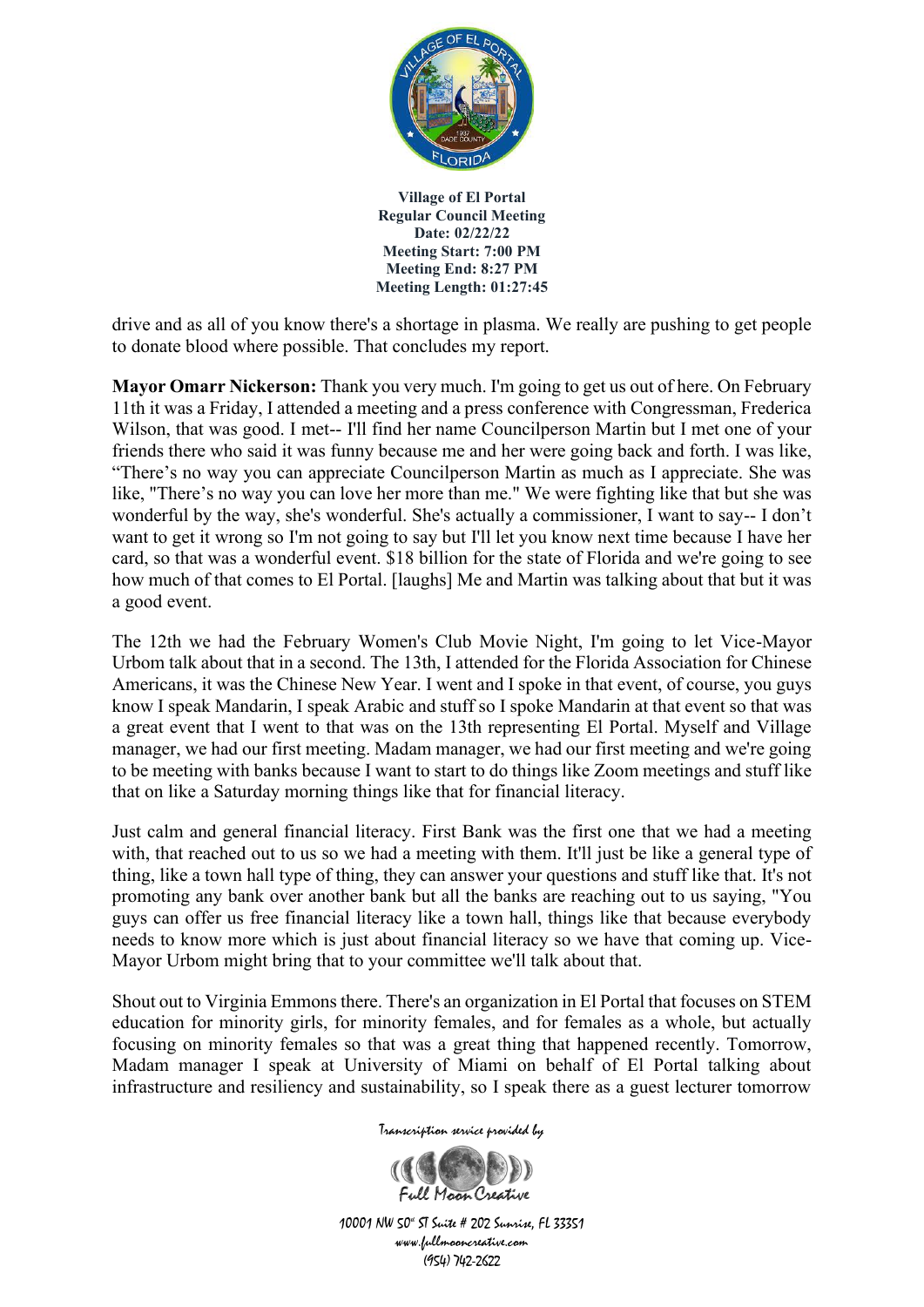drive and as all of you know there's a shortage in plasma. We really are pushing to get people to donate blood where possible. That concludes my report.

**Mayor Omarr Nickerson:** Thank you very much. I'm going to get us out of here. On February 11th it was a Friday, I attended a meeting and a press conference with Congressman, Frederica Wilson, that was good. I met-- I'll find her name Councilperson Martin but I met one of your friends there who said it was funny because me and her were going back and forth. I was like, "There's no way you can appreciate Councilperson Martin as much as I appreciate. She was like, "There's no way you can love her more than me." We were fighting like that but she was wonderful by the way, she's wonderful. She's actually a commissioner, I want to say-- I don't want to get it wrong so I'm not going to say but I'll let you know next time because I have her card, so that was a wonderful event. $18 billion for the state of Florida and we're going to see how much of that comes to El Portal. [laughs] Me and Martin was talking about that but it was a good event.

The 12th we had the February Women's Club Movie Night, I'm going to let Vice-Mayor Urbom talk about that in a second. The 13th, I attended for the Florida Association for Chinese Americans, it was the Chinese New Year. I went and I spoke in that event, of course, you guys know I speak Mandarin, I speak Arabic and stuff so I spoke Mandarin at that event so that was a great event that I went to that was on the 13th representing El Portal. Myself and Village manager, we had our first meeting. Madam manager, we had our first meeting and we're going to be meeting with banks because I want to start to do things like Zoom meetings and stuff like that on like a Saturday morning things like that for financial literacy.

Just calm and general financial literacy. First Bank was the first one that we had a meeting with, that reached out to us so we had a meeting with them. It'll just be like a general type of thing, like a town hall type of thing, they can answer your questions and stuff like that. It's not promoting any bank over another bank but all the banks are reaching out to us saying, "You guys can offer us free financial literacy like a town hall, things like that because everybody needs to know more which is just about financial literacy so we have that coming up. Vice-Mayor Urbom might bring that to your committee we'll talk about that.

Shout out to Virginia Emmons there. There's an organization in El Portal that focuses on STEM education for minority girls, for minority females, and for females as a whole, but actually focusing on minority females so that was a great thing that happened recently. Tomorrow, Madam manager I speak at University of Miami on behalf of El Portal talking about infrastructure and resiliency and sustainability, so I speak there as a guest lecturer tomorrow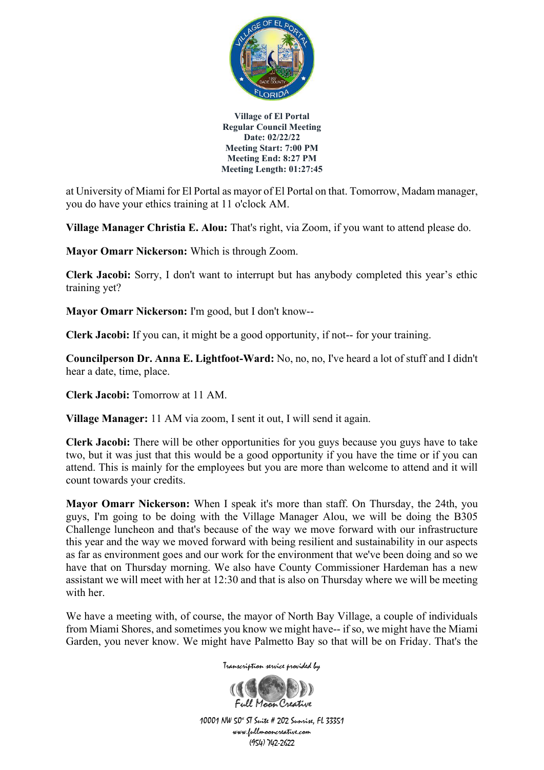at University of Miami for El Portal as mayor of El Portal on that. Tomorrow, Madam manager, you do have your ethics training at 11 o'clock AM.

**Village Manager Christia E. Alou:** That's right, via Zoom, if you want to attend please do.

**Mayor Omarr Nickerson:** Which is through Zoom.

**Clerk Jacobi:** Sorry, I don't want to interrupt but has anybody completed this year's ethic training yet?

**Mayor Omarr Nickerson:** I'm good, but I don't know--

**Clerk Jacobi:** If you can, it might be a good opportunity, if not-- for your training.

**Councilperson Dr. Anna E. Lightfoot-Ward:** No, no, no, I've heard a lot of stuff and I didn't hear a date, time, place.

**Clerk Jacobi:** Tomorrow at 11 AM.

**Village Manager:** 11 AM via zoom, I sent it out, I will send it again.

**Clerk Jacobi:** There will be other opportunities for you guys because you guys have to take two, but it was just that this would be a good opportunity if you have the time or if you can attend. This is mainly for the employees but you are more than welcome to attend and it will count towards your credits.

**Mayor Omarr Nickerson:** When I speak it's more than staff. On Thursday, the 24th, you guys, I'm going to be doing with the Village Manager Alou, we will be doing the B305 Challenge luncheon and that's because of the way we move forward with our infrastructure this year and the way we moved forward with being resilient and sustainability in our aspects as far as environment goes and our work for the environment that we've been doing and so we have that on Thursday morning. We also have County Commissioner Hardeman has a new assistant we will meet with her at 12:30 and that is also on Thursday where we will be meeting with her.

We have a meeting with, of course, the mayor of North Bay Village, a couple of individuals from Miami Shores, and sometimes you know we might have-- if so, we might have the Miami Garden, you never know. We might have Palmetto Bay so that will be on Friday. That's the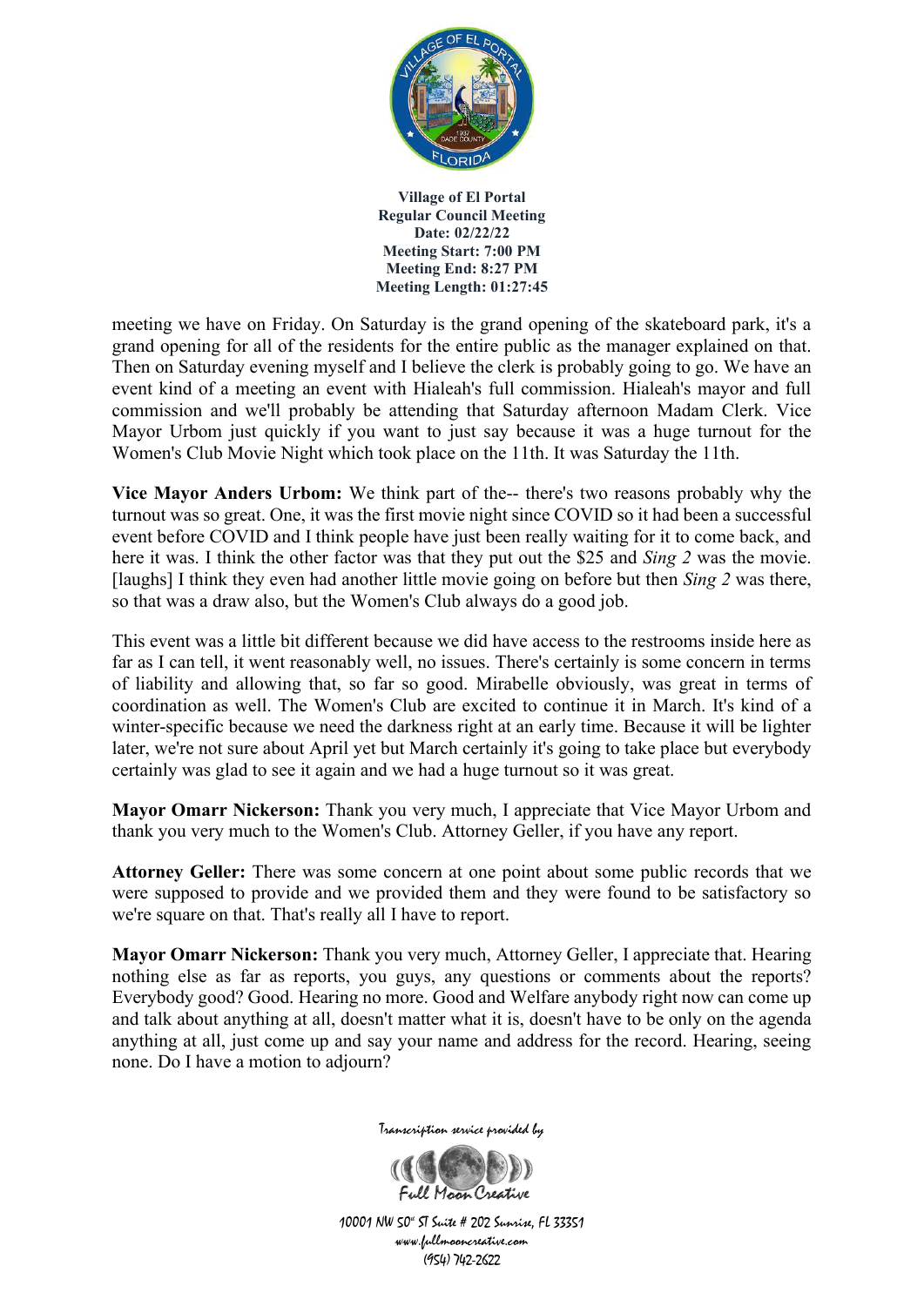meeting we have on Friday. On Saturday is the grand opening of the skateboard park, it's a grand opening for all of the residents for the entire public as the manager explained on that. Then on Saturday evening myself and I believe the clerk is probably going to go. We have an event kind of a meeting an event with Hialeah's full commission. Hialeah's mayor and full commission and we'll probably be attending that Saturday afternoon Madam Clerk. Vice Mayor Urbom just quickly if you want to just say because it was a huge turnout for the Women's Club Movie Night which took place on the 11th. It was Saturday the 11th.

**Vice Mayor Anders Urbom:** We think part of the-- there's two reasons probably why the turnout was so great. One, it was the first movie night since COVID so it had been a successful event before COVID and I think people have just been really waiting for it to come back, and here it was. I think the other factor was that they put out the $25 and *Sing 2* was the movie. [laughs] I think they even had another little movie going on before but then *Sing 2* was there, so that was a draw also, but the Women's Club always do a good job.

This event was a little bit different because we did have access to the restrooms inside here as far as I can tell, it went reasonably well, no issues. There's certainly is some concern in terms of liability and allowing that, so far so good. Mirabelle obviously, was great in terms of coordination as well. The Women's Club are excited to continue it in March. It's kind of a winter-specific because we need the darkness right at an early time. Because it will be lighter later, we're not sure about April yet but March certainly it's going to take place but everybody certainly was glad to see it again and we had a huge turnout so it was great.

**Mayor Omarr Nickerson:** Thank you very much, I appreciate that Vice Mayor Urbom and thank you very much to the Women's Club. Attorney Geller, if you have any report.

**Attorney Geller:** There was some concern at one point about some public records that we were supposed to provide and we provided them and they were found to be satisfactory so we're square on that. That's really all I have to report.

**Mayor Omarr Nickerson:** Thank you very much, Attorney Geller, I appreciate that. Hearing nothing else as far as reports, you guys, any questions or comments about the reports? Everybody good? Good. Hearing no more. Good and Welfare anybody right now can come up and talk about anything at all, doesn't matter what it is, doesn't have to be only on the agenda anything at all, just come up and say your name and address for the record. Hearing, seeing none. Do I have a motion to adjourn?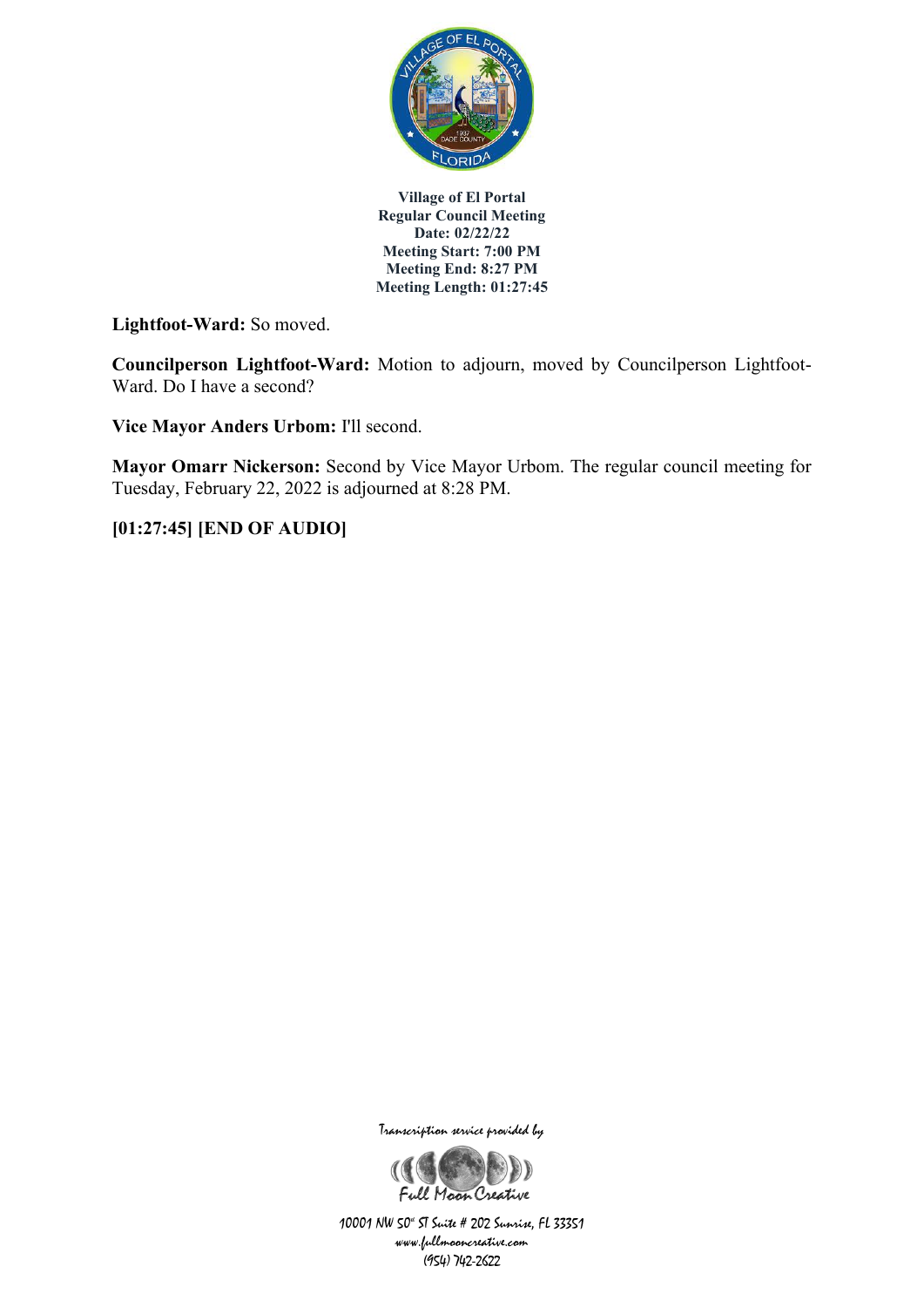**Village of El Portal**
**Regular Council Meeting**
**Date: 02/22/22**
**Meeting Start: 7:00 PM**
**Meeting End: 8:27 PM**
**Meeting Length: 01:27:45**

**Lightfoot-Ward:** So moved.

**Councilperson Lightfoot-Ward:** Motion to adjourn, moved by Councilperson Lightfoot-Ward. Do I have a second?

**Vice Mayor Anders Urbom:** I'll second.

**Mayor Omarr Nickerson:** Second by Vice Mayor Urbom. The regular council meeting for Tuesday, February 22, 2022 is adjourned at 8:28 PM.

**[01:27:45] [END OF AUDIO]**

Transcription service provided by

Full Moon Creative

10001 NW 50th ST Suite # 202 Sunrise, FL 33351
www.fullmooncreative.com
(954) 742-2622